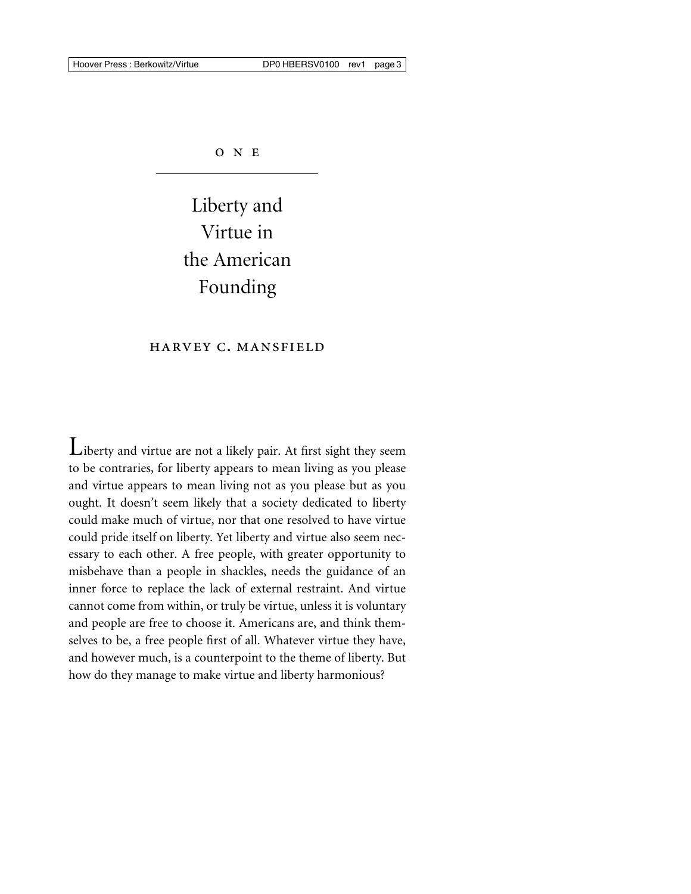ONE

# Liberty and Virtue in the American Founding

HARVEY C. MANSFIELD

Liberty and virtue are not a likely pair. At first sight they seem to be contraries, for liberty appears to mean living as you please and virtue appears to mean living not as you please but as you ought. It doesn't seem likely that a society dedicated to liberty could make much of virtue, nor that one resolved to have virtue could pride itself on liberty. Yet liberty and virtue also seem necessary to each other. A free people, with greater opportunity to misbehave than a people in shackles, needs the guidance of an inner force to replace the lack of external restraint. And virtue cannot come from within, or truly be virtue, unless it is voluntary and people are free to choose it. Americans are, and think themselves to be, a free people first of all. Whatever virtue they have, and however much, is a counterpoint to the theme of liberty. But how do they manage to make virtue and liberty harmonious?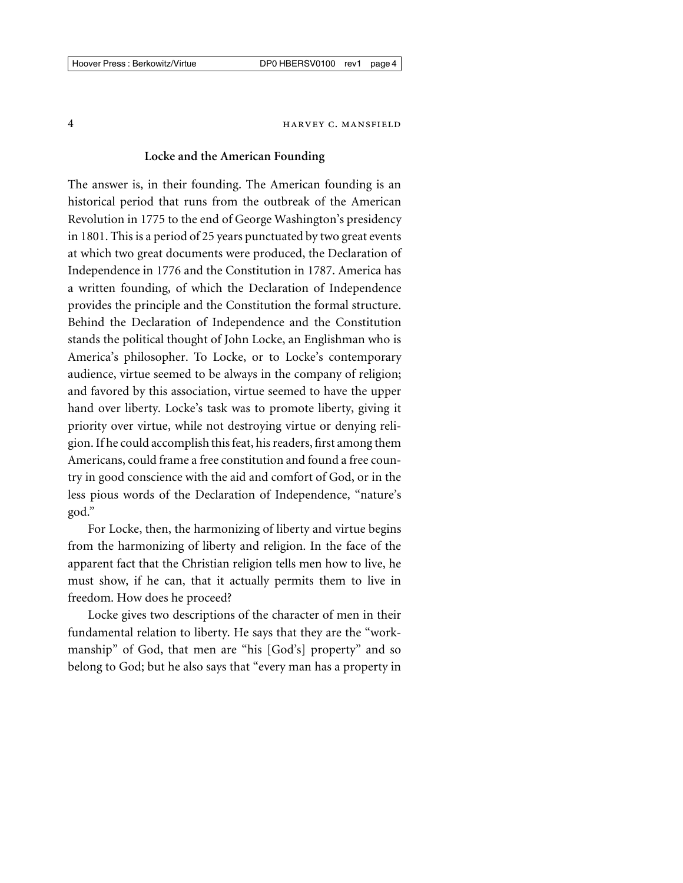## Locke and the American Founding

The answer is, in their founding. The American founding is an historical period that runs from the outbreak of the American Revolution in 1775 to the end of George Washington's presidency in 1801. This is a period of 25 years punctuated by two great events at which two great documents were produced, the Declaration of Independence in 1776 and the Constitution in 1787. America has a written founding, of which the Declaration of Independence provides the principle and the Constitution the formal structure. Behind the Declaration of Independence and the Constitution stands the political thought of John Locke, an Englishman who is America's philosopher. To Locke, or to Locke's contemporary audience, virtue seemed to be always in the company of religion; and favored by this association, virtue seemed to have the upper hand over liberty. Locke's task was to promote liberty, giving it priority over virtue, while not destroying virtue or denying religion. If he could accomplish this feat, his readers, first among them Americans, could frame a free constitution and found a free country in good conscience with the aid and comfort of God, or in the less pious words of the Declaration of Independence, "nature's god."

For Locke, then, the harmonizing of liberty and virtue begins from the harmonizing of liberty and religion. In the face of the apparent fact that the Christian religion tells men how to live, he must show, if he can, that it actually permits them to live in freedom. How does he proceed?

Locke gives two descriptions of the character of men in their fundamental relation to liberty. He says that they are the "workmanship" of God, that men are "his [God's] property" and so belong to God; but he also says that "every man has a property in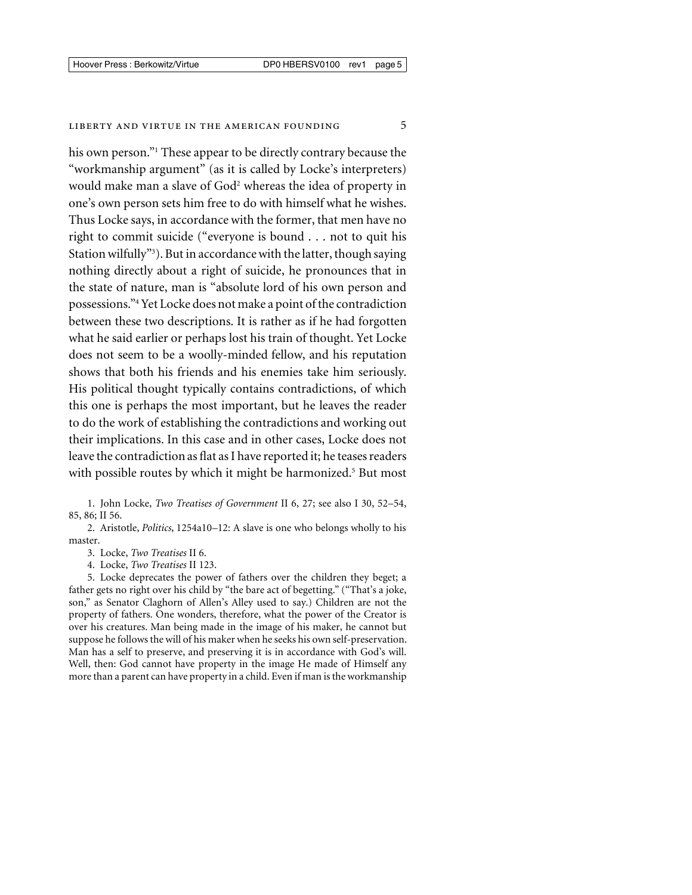his own person."[1] These appear to be directly contrary because the "workmanship argument" (as it is called by Locke's interpreters) would make man a slave of God[2] whereas the idea of property in one's own person sets him free to do with himself what he wishes. Thus Locke says, in accordance with the former, that men have no right to commit suicide ("everyone is bound . . . not to quit his Station wilfully"[3]). But in accordance with the latter, though saying nothing directly about a right of suicide, he pronounces that in the state of nature, man is "absolute lord of his own person and possessions."[4] Yet Locke does not make a point of the contradiction between these two descriptions. It is rather as if he had forgotten what he said earlier or perhaps lost his train of thought. Yet Locke does not seem to be a woolly-minded fellow, and his reputation shows that both his friends and his enemies take him seriously. His political thought typically contains contradictions, of which this one is perhaps the most important, but he leaves the reader to do the work of establishing the contradictions and working out their implications. In this case and in other cases, Locke does not leave the contradiction as flat as I have reported it; he teases readers with possible routes by which it might be harmonized.[5] But most

1. John Locke, *Two Treatises of Government* II 6, 27; see also I 30, 52–54, 85, 86; II 56.

2. Aristotle, *Politics*, 1254a10–12: A slave is one who belongs wholly to his master.

3. Locke, *Two Treatises* II 6.

4. Locke, *Two Treatises* II 123.

5. Locke deprecates the power of fathers over the children they beget; a father gets no right over his child by "the bare act of begetting." ("That's a joke, son," as Senator Claghorn of Allen's Alley used to say.) Children are not the property of fathers. One wonders, therefore, what the power of the Creator is over his creatures. Man being made in the image of his maker, he cannot but suppose he follows the will of his maker when he seeks his own self-preservation. Man has a self to preserve, and preserving it is in accordance with God's will. Well, then: God cannot have property in the image He made of Himself any more than a parent can have property in a child. Even if man is the workmanship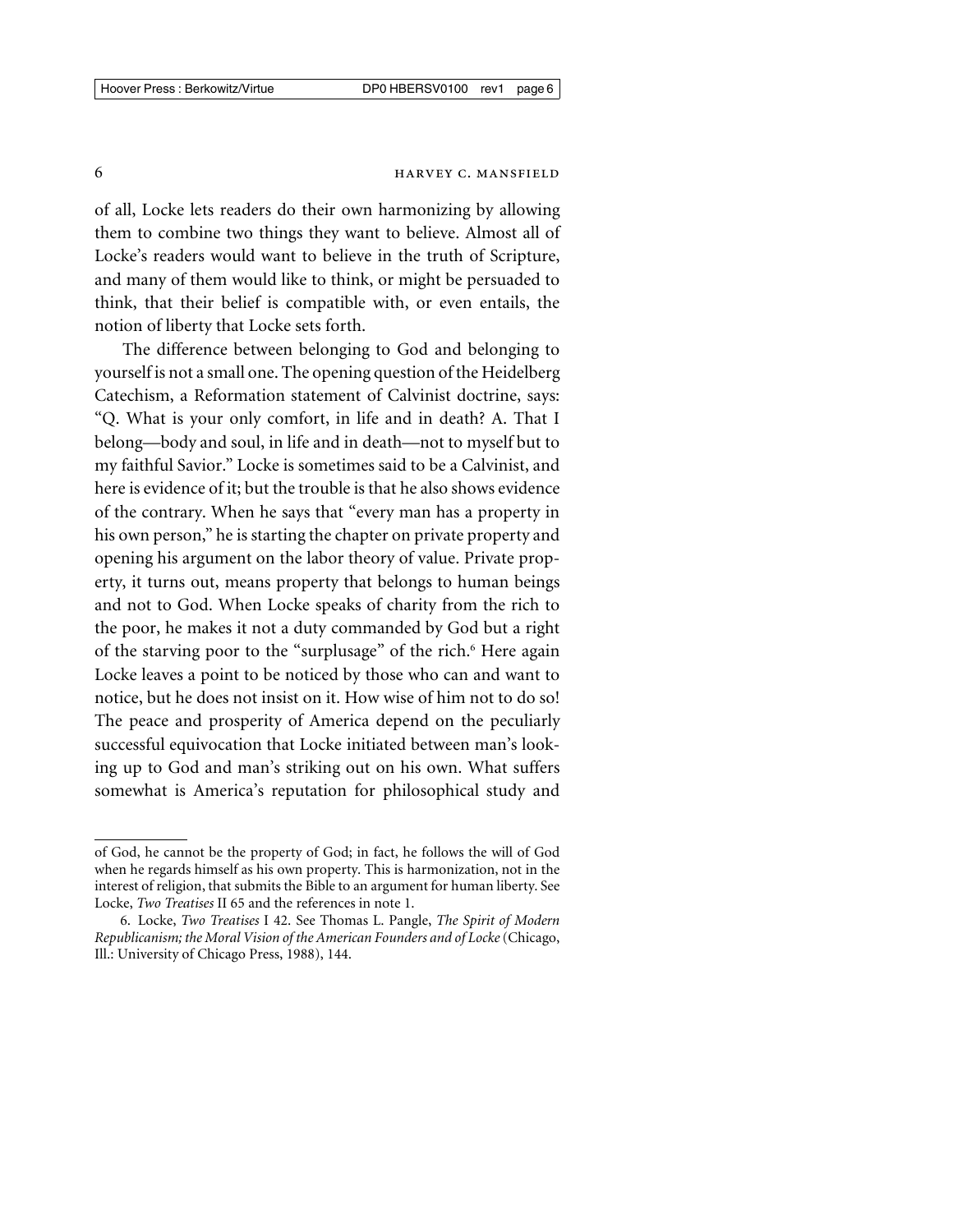of all, Locke lets readers do their own harmonizing by allowing them to combine two things they want to believe. Almost all of Locke's readers would want to believe in the truth of Scripture, and many of them would like to think, or might be persuaded to think, that their belief is compatible with, or even entails, the notion of liberty that Locke sets forth.

The difference between belonging to God and belonging to yourself is not a small one. The opening question of the Heidelberg Catechism, a Reformation statement of Calvinist doctrine, says: "Q. What is your only comfort, in life and in death? A. That I belong—body and soul, in life and in death—not to myself but to my faithful Savior." Locke is sometimes said to be a Calvinist, and here is evidence of it; but the trouble is that he also shows evidence of the contrary. When he says that "every man has a property in his own person," he is starting the chapter on private property and opening his argument on the labor theory of value. Private property, it turns out, means property that belongs to human beings and not to God. When Locke speaks of charity from the rich to the poor, he makes it not a duty commanded by God but a right of the starving poor to the "surplusage" of the rich.[6] Here again Locke leaves a point to be noticed by those who can and want to notice, but he does not insist on it. How wise of him not to do so! The peace and prosperity of America depend on the peculiarly successful equivocation that Locke initiated between man's looking up to God and man's striking out on his own. What suffers somewhat is America's reputation for philosophical study and

---

of God, he cannot be the property of God; in fact, he follows the will of God when he regards himself as his own property. This is harmonization, not in the interest of religion, that submits the Bible to an argument for human liberty. See Locke, *Two Treatises* II 65 and the references in note 1.

6. Locke, *Two Treatises* I 42. See Thomas L. Pangle, *The Spirit of Modern Republicanism; the Moral Vision of the American Founders and of Locke* (Chicago, Ill.: University of Chicago Press, 1988), 144.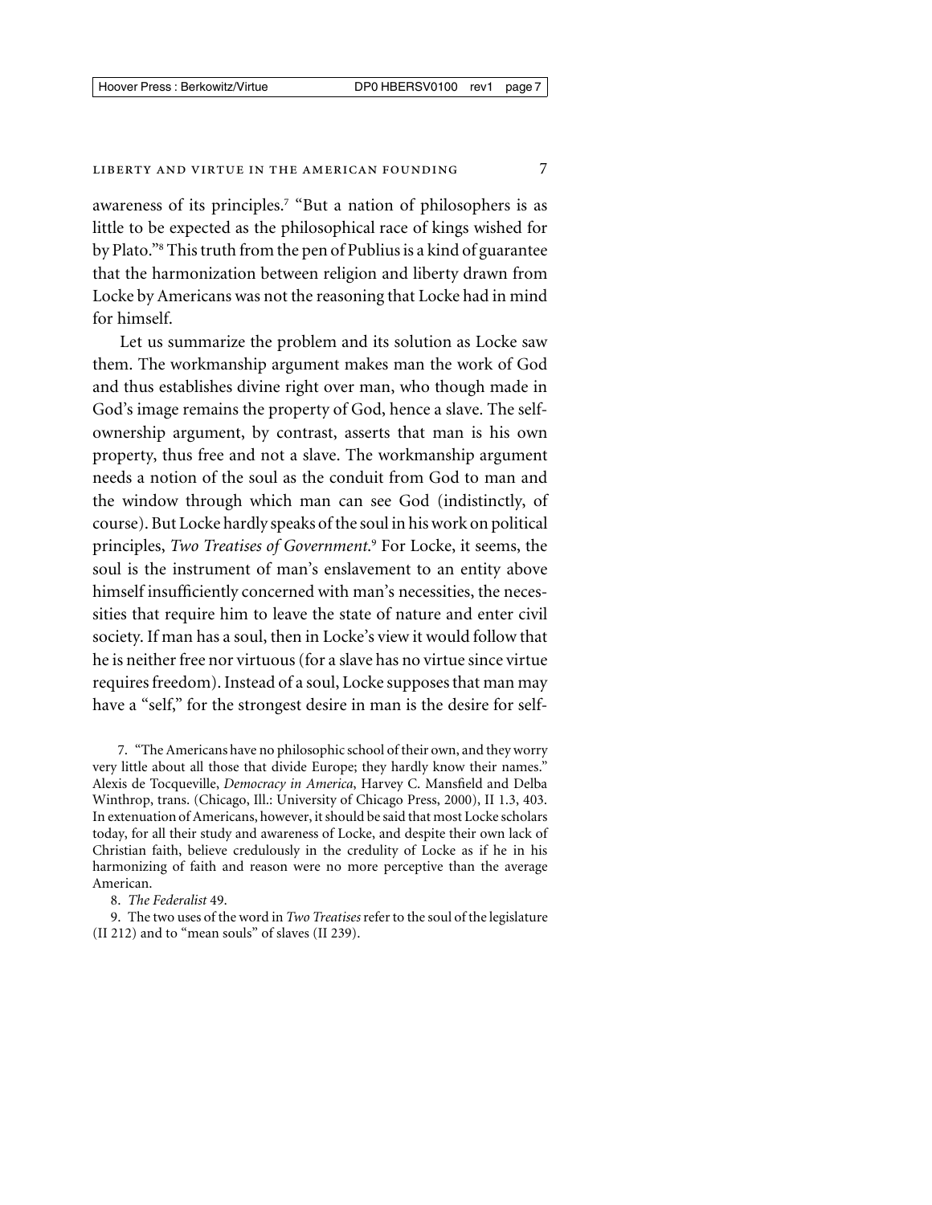awareness of its principles.[7] "But a nation of philosophers is as little to be expected as the philosophical race of kings wished for by Plato."[8] This truth from the pen of Publius is a kind of guarantee that the harmonization between religion and liberty drawn from Locke by Americans was not the reasoning that Locke had in mind for himself.

Let us summarize the problem and its solution as Locke saw them. The workmanship argument makes man the work of God and thus establishes divine right over man, who though made in God's image remains the property of God, hence a slave. The self-ownership argument, by contrast, asserts that man is his own property, thus free and not a slave. The workmanship argument needs a notion of the soul as the conduit from God to man and the window through which man can see God (indistinctly, of course). But Locke hardly speaks of the soul in his work on political principles, *Two Treatises of Government*.[9] For Locke, it seems, the soul is the instrument of man's enslavement to an entity above himself insufficiently concerned with man's necessities, the necessities that require him to leave the state of nature and enter civil society. If man has a soul, then in Locke's view it would follow that he is neither free nor virtuous (for a slave has no virtue since virtue requires freedom). Instead of a soul, Locke supposes that man may have a "self," for the strongest desire in man is the desire for self-

7. "The Americans have no philosophic school of their own, and they worry very little about all those that divide Europe; they hardly know their names." Alexis de Tocqueville, *Democracy in America*, Harvey C. Mansfield and Delba Winthrop, trans. (Chicago, Ill.: University of Chicago Press, 2000), II 1.3, 403. In extenuation of Americans, however, it should be said that most Locke scholars today, for all their study and awareness of Locke, and despite their own lack of Christian faith, believe credulously in the credulity of Locke as if he in his harmonizing of faith and reason were no more perceptive than the average American.

8. *The Federalist* 49.

9. The two uses of the word in *Two Treatises* refer to the soul of the legislature (II 212) and to "mean souls" of slaves (II 239).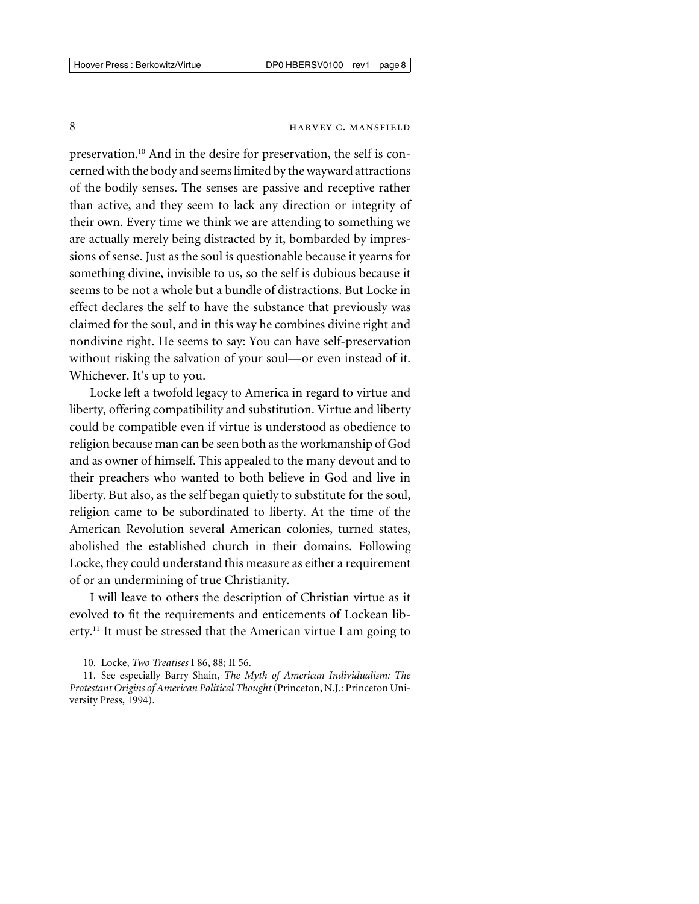preservation.[10] And in the desire for preservation, the self is concerned with the body and seems limited by the wayward attractions of the bodily senses. The senses are passive and receptive rather than active, and they seem to lack any direction or integrity of their own. Every time we think we are attending to something we are actually merely being distracted by it, bombarded by impressions of sense. Just as the soul is questionable because it yearns for something divine, invisible to us, so the self is dubious because it seems to be not a whole but a bundle of distractions. But Locke in effect declares the self to have the substance that previously was claimed for the soul, and in this way he combines divine right and nondivine right. He seems to say: You can have self-preservation without risking the salvation of your soul—or even instead of it. Whichever. It's up to you.

Locke left a twofold legacy to America in regard to virtue and liberty, offering compatibility and substitution. Virtue and liberty could be compatible even if virtue is understood as obedience to religion because man can be seen both as the workmanship of God and as owner of himself. This appealed to the many devout and to their preachers who wanted to both believe in God and live in liberty. But also, as the self began quietly to substitute for the soul, religion came to be subordinated to liberty. At the time of the American Revolution several American colonies, turned states, abolished the established church in their domains. Following Locke, they could understand this measure as either a requirement of or an undermining of true Christianity.

I will leave to others the description of Christian virtue as it evolved to fit the requirements and enticements of Lockean liberty.[11] It must be stressed that the American virtue I am going to

10. Locke, *Two Treatises* I 86, 88; II 56.

11. See especially Barry Shain, *The Myth of American Individualism: The Protestant Origins of American Political Thought* (Princeton, N.J.: Princeton University Press, 1994).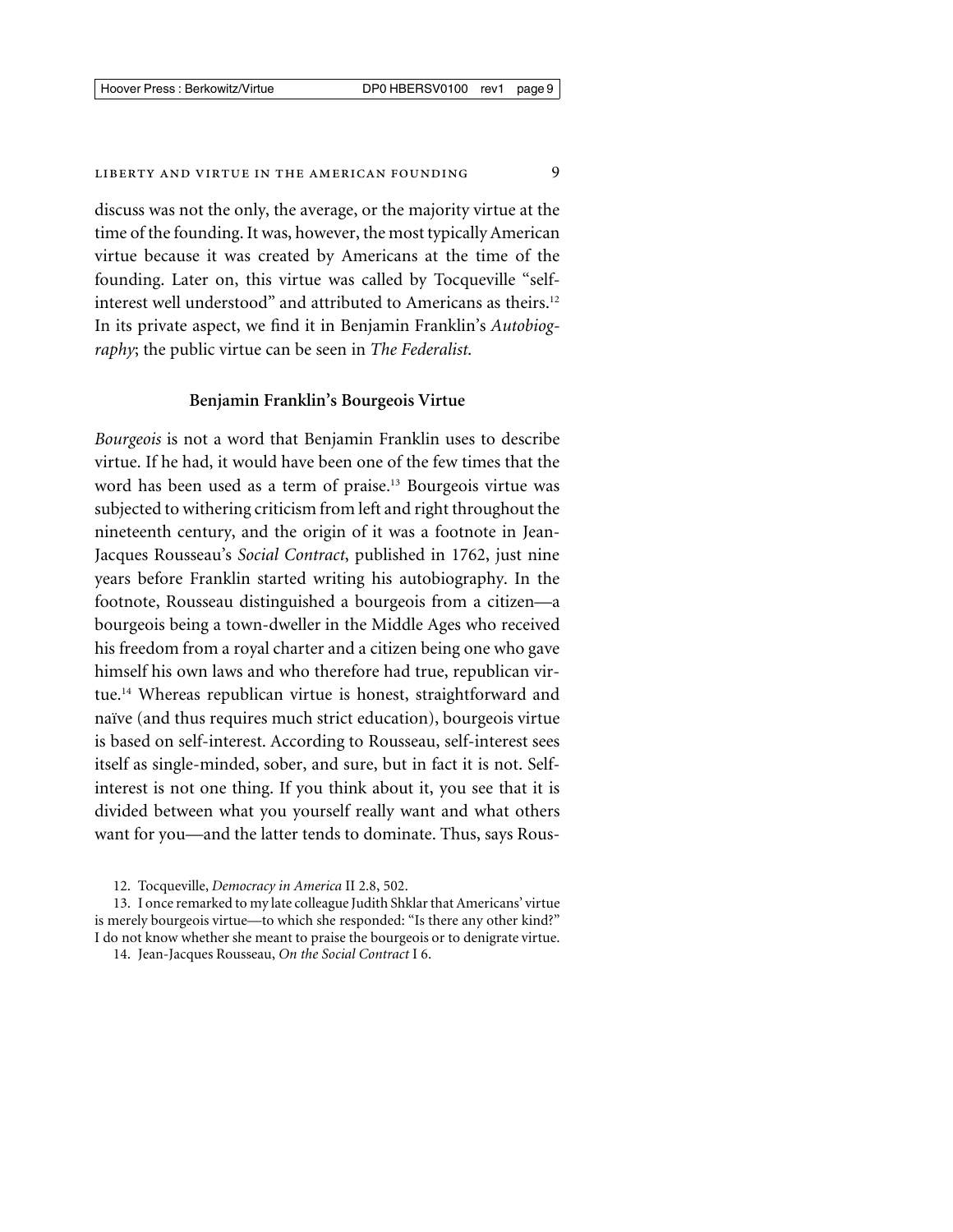discuss was not the only, the average, or the majority virtue at the time of the founding. It was, however, the most typically American virtue because it was created by Americans at the time of the founding. Later on, this virtue was called by Tocqueville "self-interest well understood" and attributed to Americans as theirs.[12] In its private aspect, we find it in Benjamin Franklin's *Autobiography*; the public virtue can be seen in *The Federalist.*

## Benjamin Franklin's Bourgeois Virtue

*Bourgeois* is not a word that Benjamin Franklin uses to describe virtue. If he had, it would have been one of the few times that the word has been used as a term of praise.[13] Bourgeois virtue was subjected to withering criticism from left and right throughout the nineteenth century, and the origin of it was a footnote in Jean-Jacques Rousseau's *Social Contract*, published in 1762, just nine years before Franklin started writing his autobiography. In the footnote, Rousseau distinguished a bourgeois from a citizen—a bourgeois being a town-dweller in the Middle Ages who received his freedom from a royal charter and a citizen being one who gave himself his own laws and who therefore had true, republican virtue.[14] Whereas republican virtue is honest, straightforward and naïve (and thus requires much strict education), bourgeois virtue is based on self-interest. According to Rousseau, self-interest sees itself as single-minded, sober, and sure, but in fact it is not. Self-interest is not one thing. If you think about it, you see that it is divided between what you yourself really want and what others want for you—and the latter tends to dominate. Thus, says Rous-

12. Tocqueville, *Democracy in America* II 2.8, 502.

13. I once remarked to my late colleague Judith Shklar that Americans' virtue is merely bourgeois virtue—to which she responded: "Is there any other kind?" I do not know whether she meant to praise the bourgeois or to denigrate virtue.

14. Jean-Jacques Rousseau, *On the Social Contract* I 6.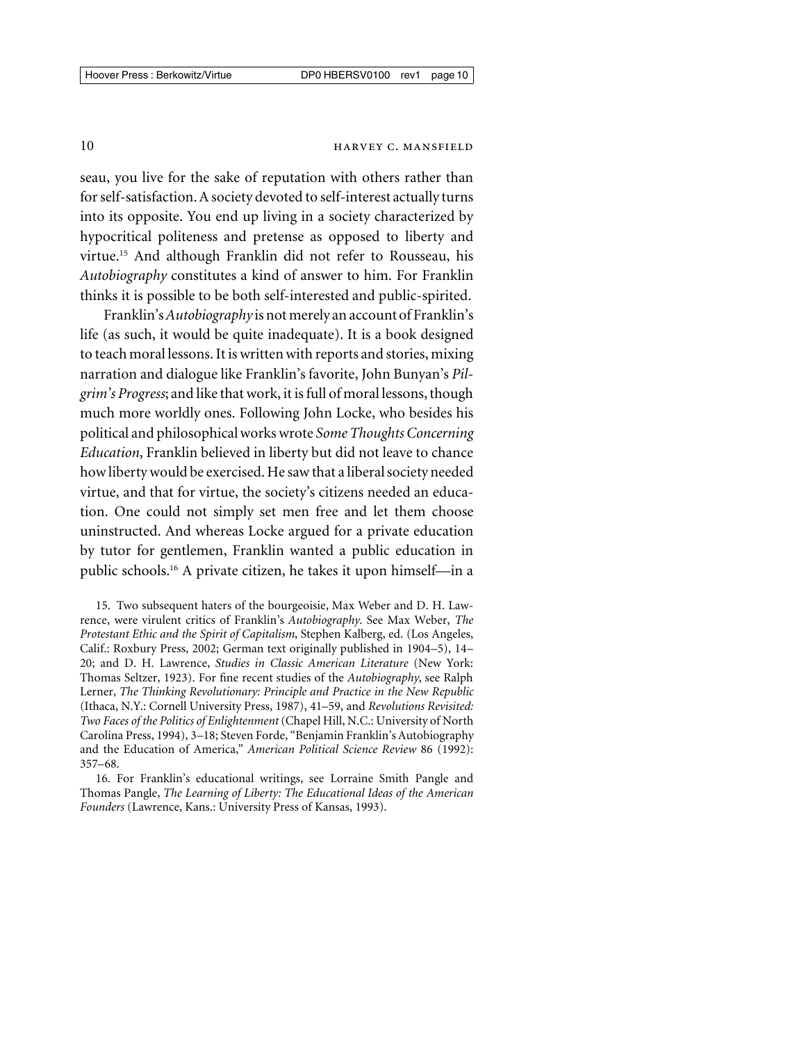seau, you live for the sake of reputation with others rather than for self-satisfaction. A society devoted to self-interest actually turns into its opposite. You end up living in a society characterized by hypocritical politeness and pretense as opposed to liberty and virtue.[15] And although Franklin did not refer to Rousseau, his *Autobiography* constitutes a kind of answer to him. For Franklin thinks it is possible to be both self-interested and public-spirited.

Franklin's *Autobiography* is not merely an account of Franklin's life (as such, it would be quite inadequate). It is a book designed to teach moral lessons. It is written with reports and stories, mixing narration and dialogue like Franklin's favorite, John Bunyan's *Pilgrim's Progress*; and like that work, it is full of moral lessons, though much more worldly ones. Following John Locke, who besides his political and philosophical works wrote *Some Thoughts Concerning Education*, Franklin believed in liberty but did not leave to chance how liberty would be exercised. He saw that a liberal society needed virtue, and that for virtue, the society's citizens needed an education. One could not simply set men free and let them choose uninstructed. And whereas Locke argued for a private education by tutor for gentlemen, Franklin wanted a public education in public schools.[16] A private citizen, he takes it upon himself—in a

15. Two subsequent haters of the bourgeoisie, Max Weber and D. H. Lawrence, were virulent critics of Franklin's *Autobiography*. See Max Weber, *The Protestant Ethic and the Spirit of Capitalism*, Stephen Kalberg, ed. (Los Angeles, Calif.: Roxbury Press, 2002; German text originally published in 1904–5), 14–20; and D. H. Lawrence, *Studies in Classic American Literature* (New York: Thomas Seltzer, 1923). For fine recent studies of the *Autobiography*, see Ralph Lerner, *The Thinking Revolutionary: Principle and Practice in the New Republic* (Ithaca, N.Y.: Cornell University Press, 1987), 41–59, and *Revolutions Revisited: Two Faces of the Politics of Enlightenment* (Chapel Hill, N.C.: University of North Carolina Press, 1994), 3–18; Steven Forde, "Benjamin Franklin's Autobiography and the Education of America," *American Political Science Review* 86 (1992): 357–68.

16. For Franklin's educational writings, see Lorraine Smith Pangle and Thomas Pangle, *The Learning of Liberty: The Educational Ideas of the American Founders* (Lawrence, Kans.: University Press of Kansas, 1993).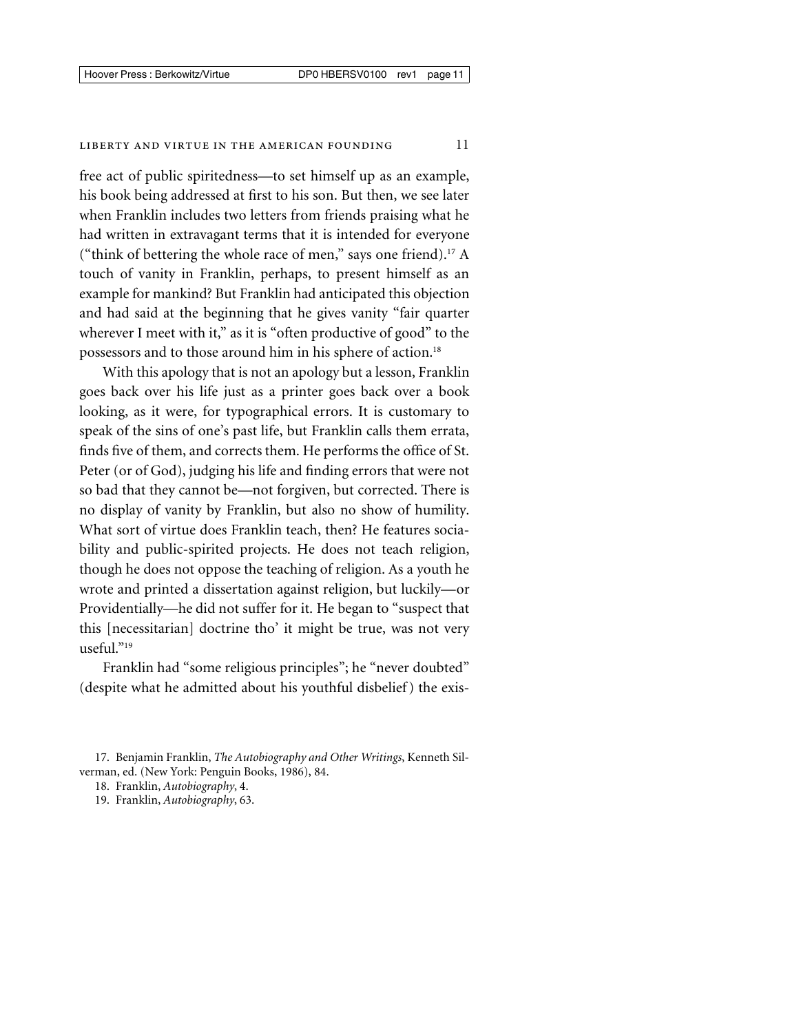free act of public spiritedness—to set himself up as an example, his book being addressed at first to his son. But then, we see later when Franklin includes two letters from friends praising what he had written in extravagant terms that it is intended for everyone ("think of bettering the whole race of men," says one friend).[17] A touch of vanity in Franklin, perhaps, to present himself as an example for mankind? But Franklin had anticipated this objection and had said at the beginning that he gives vanity "fair quarter wherever I meet with it," as it is "often productive of good" to the possessors and to those around him in his sphere of action.[18]

With this apology that is not an apology but a lesson, Franklin goes back over his life just as a printer goes back over a book looking, as it were, for typographical errors. It is customary to speak of the sins of one's past life, but Franklin calls them errata, finds five of them, and corrects them. He performs the office of St. Peter (or of God), judging his life and finding errors that were not so bad that they cannot be—not forgiven, but corrected. There is no display of vanity by Franklin, but also no show of humility. What sort of virtue does Franklin teach, then? He features sociability and public-spirited projects. He does not teach religion, though he does not oppose the teaching of religion. As a youth he wrote and printed a dissertation against religion, but luckily—or Providentially—he did not suffer for it. He began to "suspect that this [necessitarian] doctrine tho' it might be true, was not very useful."[19]

Franklin had "some religious principles"; he "never doubted" (despite what he admitted about his youthful disbelief) the exis-

17. Benjamin Franklin, *The Autobiography and Other Writings*, Kenneth Silverman, ed. (New York: Penguin Books, 1986), 84.

18. Franklin, *Autobiography*, 4.

19. Franklin, *Autobiography*, 63.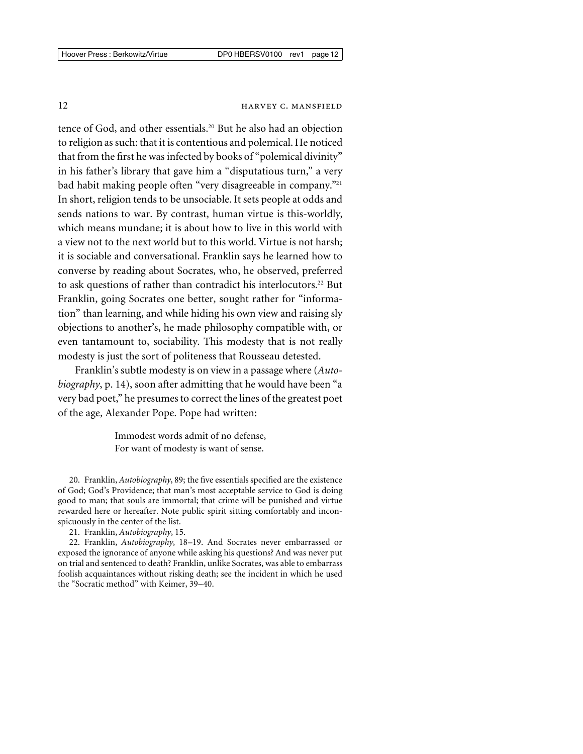tence of God, and other essentials.[20] But he also had an objection to religion as such: that it is contentious and polemical. He noticed that from the first he was infected by books of "polemical divinity" in his father's library that gave him a "disputatious turn," a very bad habit making people often "very disagreeable in company."[21] In short, religion tends to be unsociable. It sets people at odds and sends nations to war. By contrast, human virtue is this-worldly, which means mundane; it is about how to live in this world with a view not to the next world but to this world. Virtue is not harsh; it is sociable and conversational. Franklin says he learned how to converse by reading about Socrates, who, he observed, preferred to ask questions of rather than contradict his interlocutors.[22] But Franklin, going Socrates one better, sought rather for "information" than learning, and while hiding his own view and raising sly objections to another's, he made philosophy compatible with, or even tantamount to, sociability. This modesty that is not really modesty is just the sort of politeness that Rousseau detested.

Franklin's subtle modesty is on view in a passage where (*Autobiography*, p. 14), soon after admitting that he would have been "a very bad poet," he presumes to correct the lines of the greatest poet of the age, Alexander Pope. Pope had written:

> Immodest words admit of no defense,
> For want of modesty is want of sense.

20. Franklin, *Autobiography*, 89; the five essentials specified are the existence of God; God's Providence; that man's most acceptable service to God is doing good to man; that souls are immortal; that crime will be punished and virtue rewarded here or hereafter. Note public spirit sitting comfortably and inconspicuously in the center of the list.

21. Franklin, *Autobiography*, 15.

22. Franklin, *Autobiography*, 18–19. And Socrates never embarrassed or exposed the ignorance of anyone while asking his questions? And was never put on trial and sentenced to death? Franklin, unlike Socrates, was able to embarrass foolish acquaintances without risking death; see the incident in which he used the "Socratic method" with Keimer, 39–40.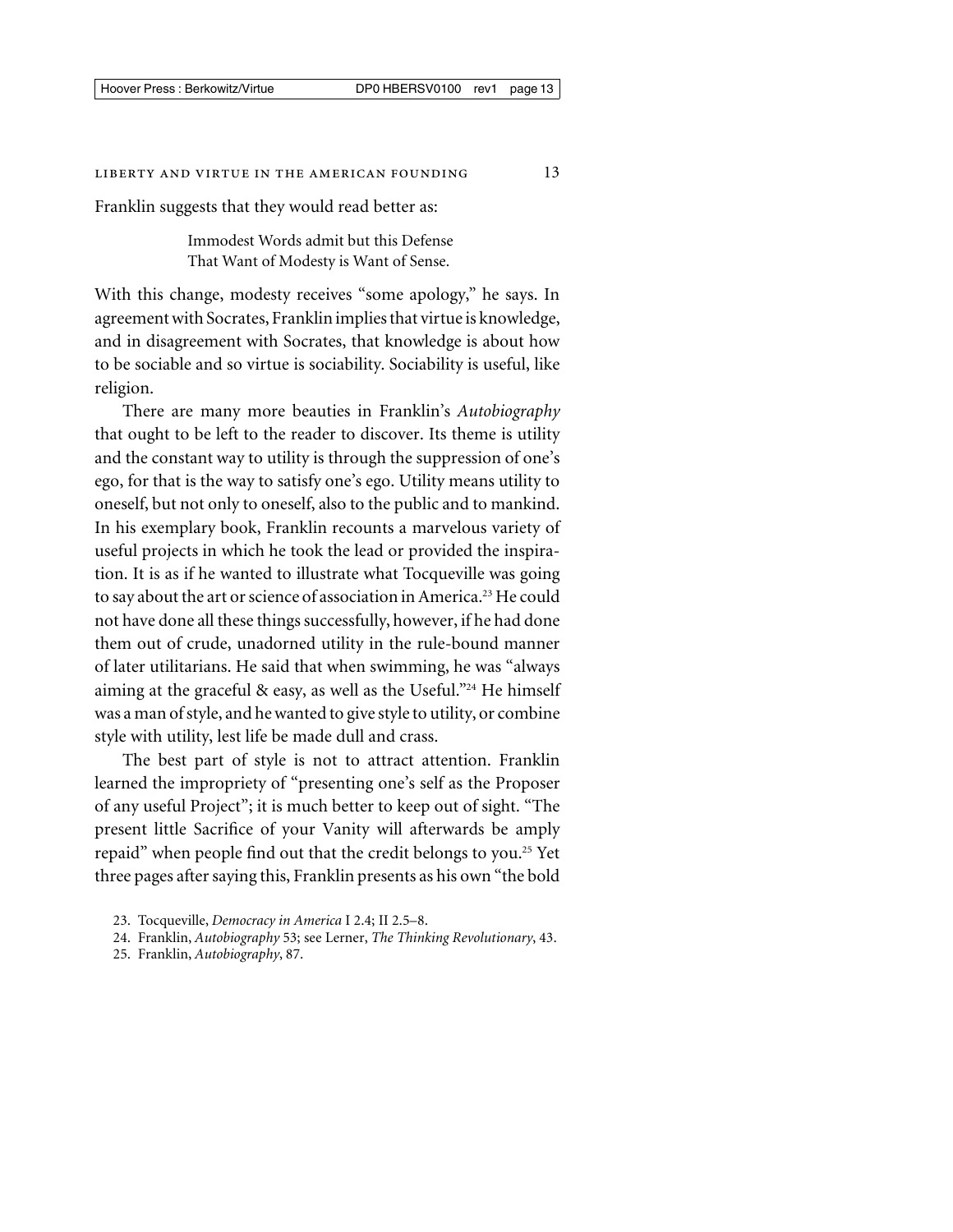Franklin suggests that they would read better as:

> Immodest Words admit but this Defense
> That Want of Modesty is Want of Sense.

With this change, modesty receives "some apology," he says. In agreement with Socrates, Franklin implies that virtue is knowledge, and in disagreement with Socrates, that knowledge is about how to be sociable and so virtue is sociability. Sociability is useful, like religion.

There are many more beauties in Franklin's *Autobiography* that ought to be left to the reader to discover. Its theme is utility and the constant way to utility is through the suppression of one's ego, for that is the way to satisfy one's ego. Utility means utility to oneself, but not only to oneself, also to the public and to mankind. In his exemplary book, Franklin recounts a marvelous variety of useful projects in which he took the lead or provided the inspiration. It is as if he wanted to illustrate what Tocqueville was going to say about the art or science of association in America.[23] He could not have done all these things successfully, however, if he had done them out of crude, unadorned utility in the rule-bound manner of later utilitarians. He said that when swimming, he was "always aiming at the graceful & easy, as well as the Useful."[24] He himself was a man of style, and he wanted to give style to utility, or combine style with utility, lest life be made dull and crass.

The best part of style is not to attract attention. Franklin learned the impropriety of "presenting one's self as the Proposer of any useful Project"; it is much better to keep out of sight. "The present little Sacrifice of your Vanity will afterwards be amply repaid" when people find out that the credit belongs to you.[25] Yet three pages after saying this, Franklin presents as his own "the bold

23. Tocqueville, *Democracy in America* I 2.4; II 2.5–8.
24. Franklin, *Autobiography* 53; see Lerner, *The Thinking Revolutionary*, 43.
25. Franklin, *Autobiography*, 87.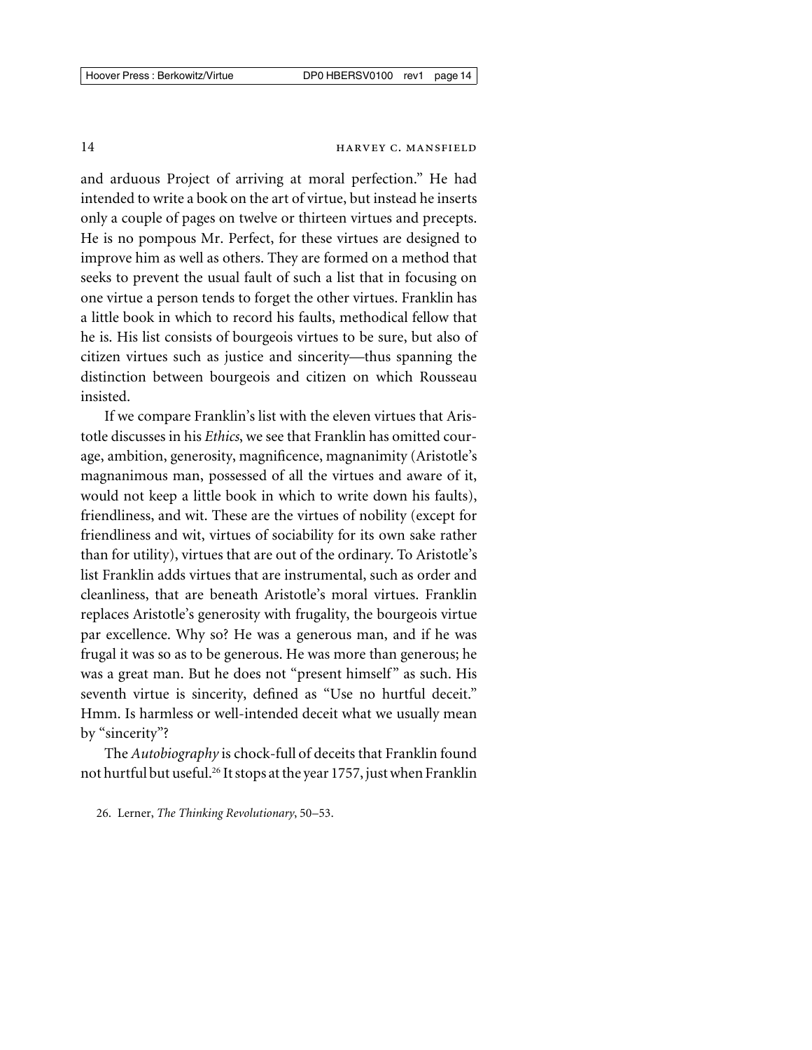and arduous Project of arriving at moral perfection." He had intended to write a book on the art of virtue, but instead he inserts only a couple of pages on twelve or thirteen virtues and precepts. He is no pompous Mr. Perfect, for these virtues are designed to improve him as well as others. They are formed on a method that seeks to prevent the usual fault of such a list that in focusing on one virtue a person tends to forget the other virtues. Franklin has a little book in which to record his faults, methodical fellow that he is. His list consists of bourgeois virtues to be sure, but also of citizen virtues such as justice and sincerity—thus spanning the distinction between bourgeois and citizen on which Rousseau insisted.

If we compare Franklin's list with the eleven virtues that Aristotle discusses in his *Ethics*, we see that Franklin has omitted courage, ambition, generosity, magnificence, magnanimity (Aristotle's magnanimous man, possessed of all the virtues and aware of it, would not keep a little book in which to write down his faults), friendliness, and wit. These are the virtues of nobility (except for friendliness and wit, virtues of sociability for its own sake rather than for utility), virtues that are out of the ordinary. To Aristotle's list Franklin adds virtues that are instrumental, such as order and cleanliness, that are beneath Aristotle's moral virtues. Franklin replaces Aristotle's generosity with frugality, the bourgeois virtue par excellence. Why so? He was a generous man, and if he was frugal it was so as to be generous. He was more than generous; he was a great man. But he does not "present himself" as such. His seventh virtue is sincerity, defined as "Use no hurtful deceit." Hmm. Is harmless or well-intended deceit what we usually mean by "sincerity"?

The *Autobiography* is chock-full of deceits that Franklin found not hurtful but useful.[26] It stops at the year 1757, just when Franklin

26. Lerner, *The Thinking Revolutionary*, 50–53.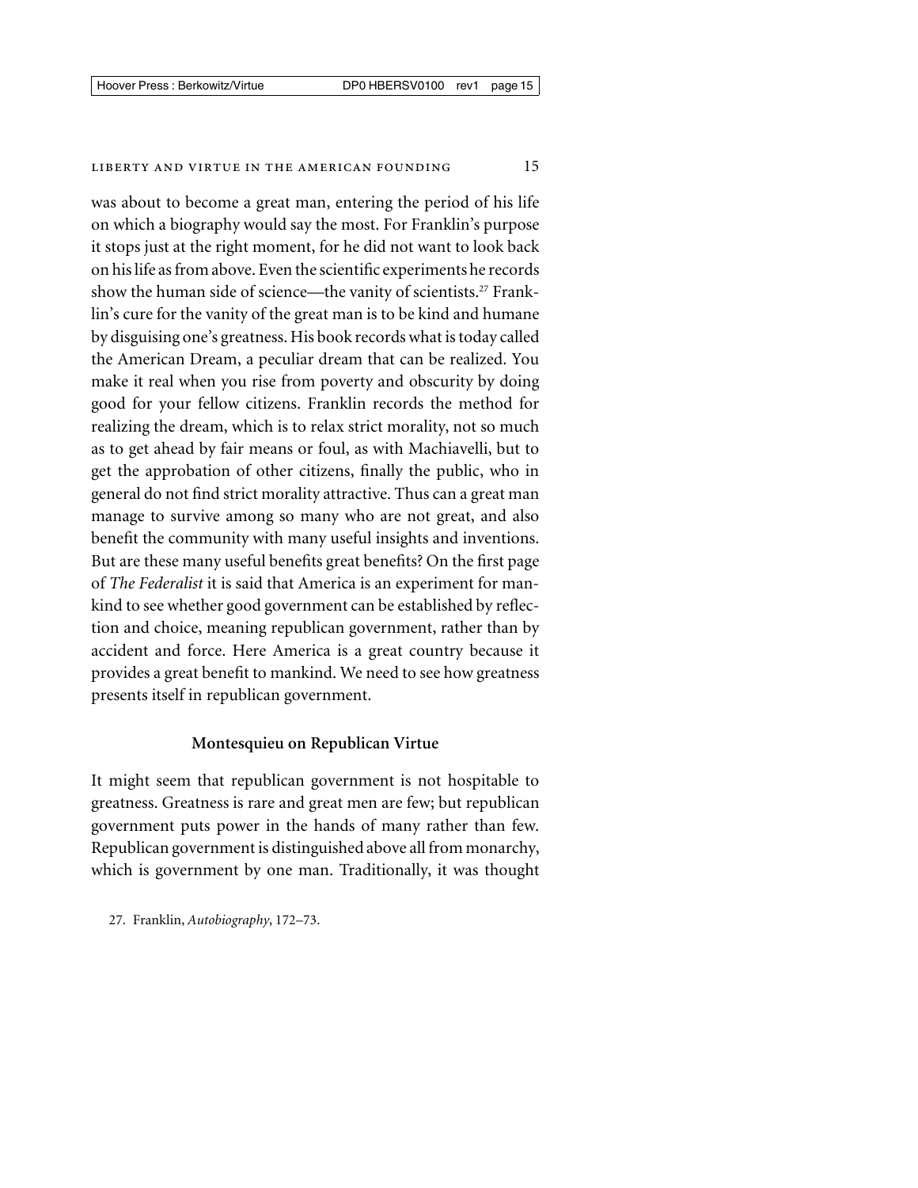was about to become a great man, entering the period of his life on which a biography would say the most. For Franklin's purpose it stops just at the right moment, for he did not want to look back on his life as from above. Even the scientific experiments he records show the human side of science—the vanity of scientists.[27] Franklin's cure for the vanity of the great man is to be kind and humane by disguising one's greatness. His book records what is today called the American Dream, a peculiar dream that can be realized. You make it real when you rise from poverty and obscurity by doing good for your fellow citizens. Franklin records the method for realizing the dream, which is to relax strict morality, not so much as to get ahead by fair means or foul, as with Machiavelli, but to get the approbation of other citizens, finally the public, who in general do not find strict morality attractive. Thus can a great man manage to survive among so many who are not great, and also benefit the community with many useful insights and inventions. But are these many useful benefits great benefits? On the first page of *The Federalist* it is said that America is an experiment for mankind to see whether good government can be established by reflection and choice, meaning republican government, rather than by accident and force. Here America is a great country because it provides a great benefit to mankind. We need to see how greatness presents itself in republican government.

## Montesquieu on Republican Virtue

It might seem that republican government is not hospitable to greatness. Greatness is rare and great men are few; but republican government puts power in the hands of many rather than few. Republican government is distinguished above all from monarchy, which is government by one man. Traditionally, it was thought

27. Franklin, *Autobiography*, 172–73.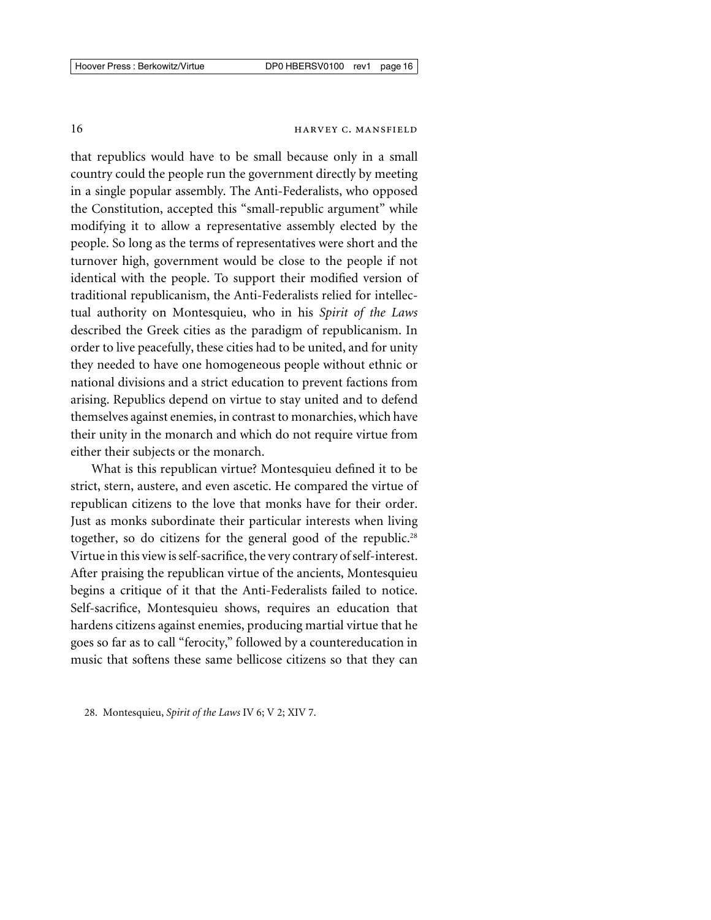that republics would have to be small because only in a small country could the people run the government directly by meeting in a single popular assembly. The Anti-Federalists, who opposed the Constitution, accepted this "small-republic argument" while modifying it to allow a representative assembly elected by the people. So long as the terms of representatives were short and the turnover high, government would be close to the people if not identical with the people. To support their modified version of traditional republicanism, the Anti-Federalists relied for intellectual authority on Montesquieu, who in his *Spirit of the Laws* described the Greek cities as the paradigm of republicanism. In order to live peacefully, these cities had to be united, and for unity they needed to have one homogeneous people without ethnic or national divisions and a strict education to prevent factions from arising. Republics depend on virtue to stay united and to defend themselves against enemies, in contrast to monarchies, which have their unity in the monarch and which do not require virtue from either their subjects or the monarch.

What is this republican virtue? Montesquieu defined it to be strict, stern, austere, and even ascetic. He compared the virtue of republican citizens to the love that monks have for their order. Just as monks subordinate their particular interests when living together, so do citizens for the general good of the republic.[28] Virtue in this view is self-sacrifice, the very contrary of self-interest. After praising the republican virtue of the ancients, Montesquieu begins a critique of it that the Anti-Federalists failed to notice. Self-sacrifice, Montesquieu shows, requires an education that hardens citizens against enemies, producing martial virtue that he goes so far as to call "ferocity," followed by a countereducation in music that softens these same bellicose citizens so that they can

28. Montesquieu, *Spirit of the Laws* IV 6; V 2; XIV 7.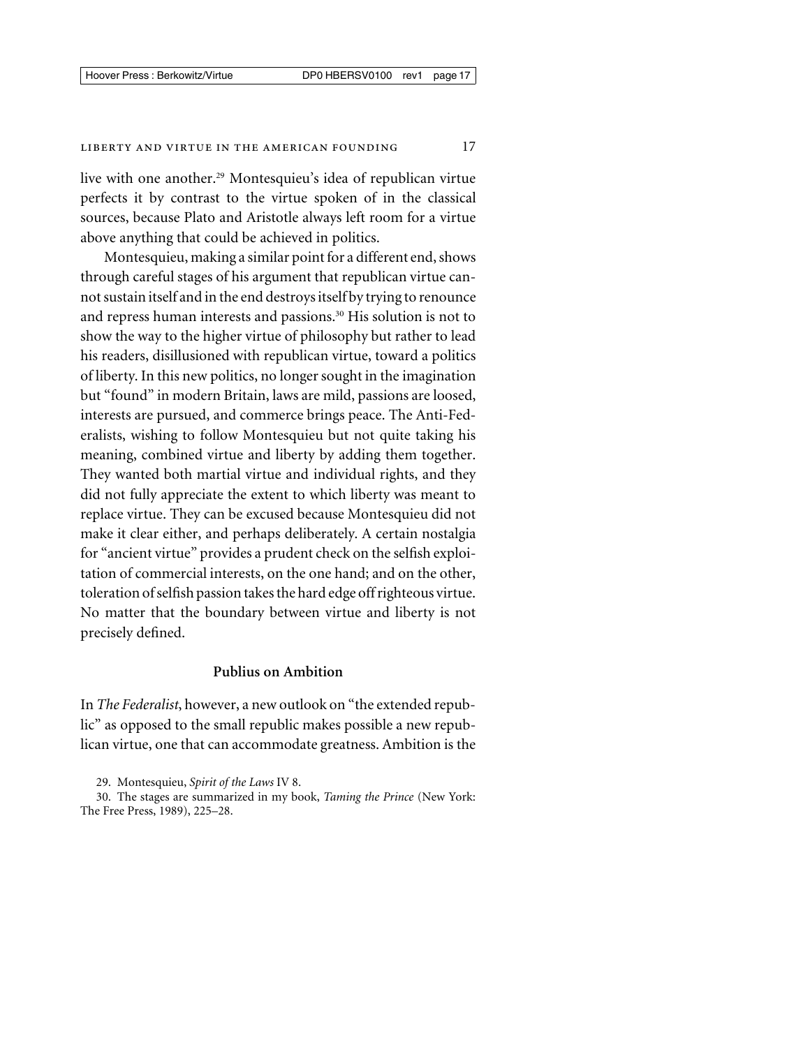live with one another.[29] Montesquieu's idea of republican virtue perfects it by contrast to the virtue spoken of in the classical sources, because Plato and Aristotle always left room for a virtue above anything that could be achieved in politics.

Montesquieu, making a similar point for a different end, shows through careful stages of his argument that republican virtue cannot sustain itself and in the end destroys itself by trying to renounce and repress human interests and passions.[30] His solution is not to show the way to the higher virtue of philosophy but rather to lead his readers, disillusioned with republican virtue, toward a politics of liberty. In this new politics, no longer sought in the imagination but "found" in modern Britain, laws are mild, passions are loosed, interests are pursued, and commerce brings peace. The Anti-Federalists, wishing to follow Montesquieu but not quite taking his meaning, combined virtue and liberty by adding them together. They wanted both martial virtue and individual rights, and they did not fully appreciate the extent to which liberty was meant to replace virtue. They can be excused because Montesquieu did not make it clear either, and perhaps deliberately. A certain nostalgia for "ancient virtue" provides a prudent check on the selfish exploitation of commercial interests, on the one hand; and on the other, toleration of selfish passion takes the hard edge off righteous virtue. No matter that the boundary between virtue and liberty is not precisely defined.

## Publius on Ambition

In *The Federalist*, however, a new outlook on "the extended republic" as opposed to the small republic makes possible a new republican virtue, one that can accommodate greatness. Ambition is the

29. Montesquieu, *Spirit of the Laws* IV 8.

30. The stages are summarized in my book, *Taming the Prince* (New York: The Free Press, 1989), 225–28.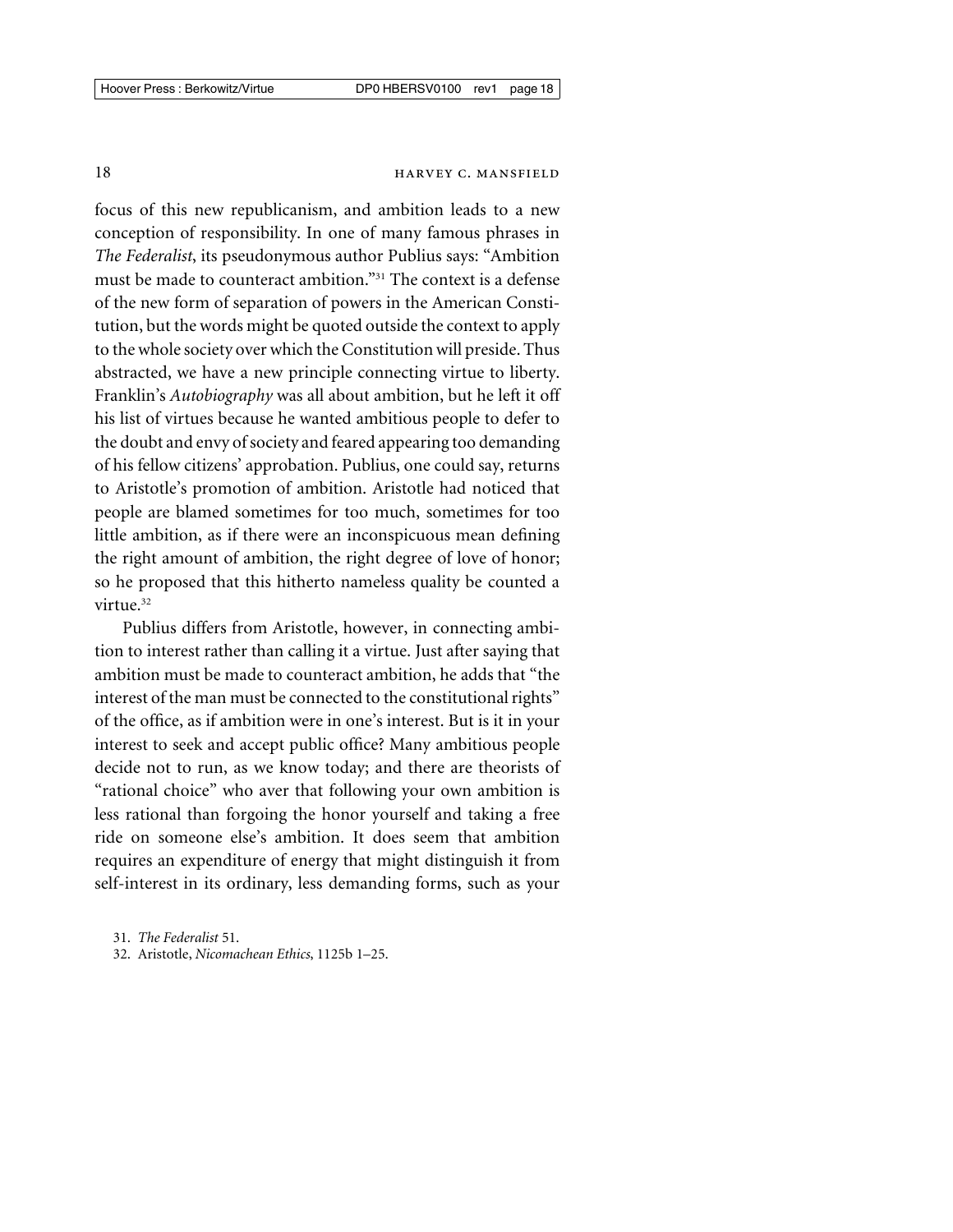focus of this new republicanism, and ambition leads to a new conception of responsibility. In one of many famous phrases in *The Federalist*, its pseudonymous author Publius says: "Ambition must be made to counteract ambition."[31] The context is a defense of the new form of separation of powers in the American Constitution, but the words might be quoted outside the context to apply to the whole society over which the Constitution will preside. Thus abstracted, we have a new principle connecting virtue to liberty. Franklin's *Autobiography* was all about ambition, but he left it off his list of virtues because he wanted ambitious people to defer to the doubt and envy of society and feared appearing too demanding of his fellow citizens' approbation. Publius, one could say, returns to Aristotle's promotion of ambition. Aristotle had noticed that people are blamed sometimes for too much, sometimes for too little ambition, as if there were an inconspicuous mean defining the right amount of ambition, the right degree of love of honor; so he proposed that this hitherto nameless quality be counted a virtue.[32]

Publius differs from Aristotle, however, in connecting ambition to interest rather than calling it a virtue. Just after saying that ambition must be made to counteract ambition, he adds that "the interest of the man must be connected to the constitutional rights" of the office, as if ambition were in one's interest. But is it in your interest to seek and accept public office? Many ambitious people decide not to run, as we know today; and there are theorists of "rational choice" who aver that following your own ambition is less rational than forgoing the honor yourself and taking a free ride on someone else's ambition. It does seem that ambition requires an expenditure of energy that might distinguish it from self-interest in its ordinary, less demanding forms, such as your

31. *The Federalist* 51.

32. Aristotle, *Nicomachean Ethics*, 1125b 1–25.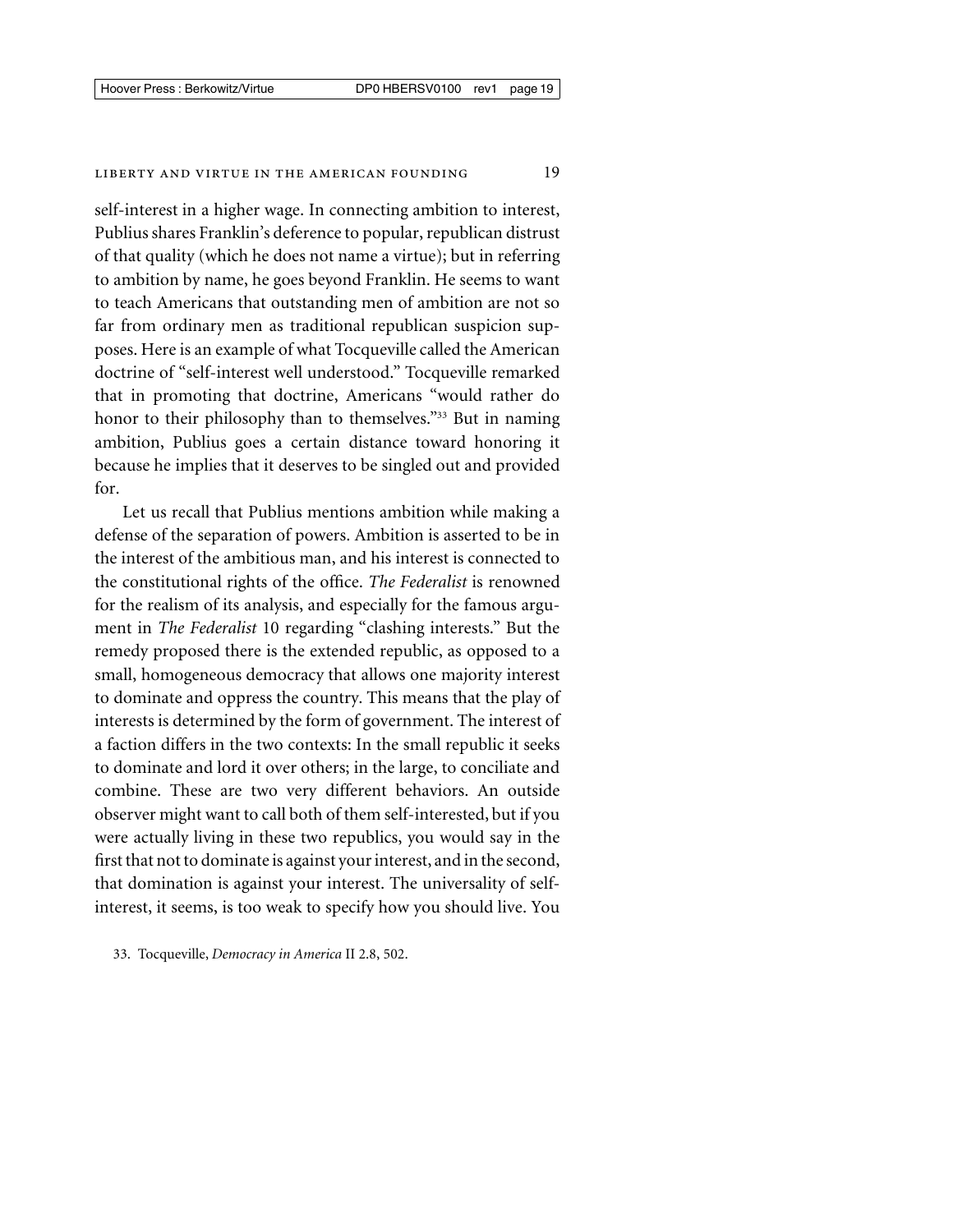self-interest in a higher wage. In connecting ambition to interest, Publius shares Franklin's deference to popular, republican distrust of that quality (which he does not name a virtue); but in referring to ambition by name, he goes beyond Franklin. He seems to want to teach Americans that outstanding men of ambition are not so far from ordinary men as traditional republican suspicion supposes. Here is an example of what Tocqueville called the American doctrine of "self-interest well understood." Tocqueville remarked that in promoting that doctrine, Americans "would rather do honor to their philosophy than to themselves."[33] But in naming ambition, Publius goes a certain distance toward honoring it because he implies that it deserves to be singled out and provided for.

Let us recall that Publius mentions ambition while making a defense of the separation of powers. Ambition is asserted to be in the interest of the ambitious man, and his interest is connected to the constitutional rights of the office. *The Federalist* is renowned for the realism of its analysis, and especially for the famous argument in *The Federalist* 10 regarding "clashing interests." But the remedy proposed there is the extended republic, as opposed to a small, homogeneous democracy that allows one majority interest to dominate and oppress the country. This means that the play of interests is determined by the form of government. The interest of a faction differs in the two contexts: In the small republic it seeks to dominate and lord it over others; in the large, to conciliate and combine. These are two very different behaviors. An outside observer might want to call both of them self-interested, but if you were actually living in these two republics, you would say in the first that not to dominate is against your interest, and in the second, that domination is against your interest. The universality of self-interest, it seems, is too weak to specify how you should live. You

33. Tocqueville, *Democracy in America* II 2.8, 502.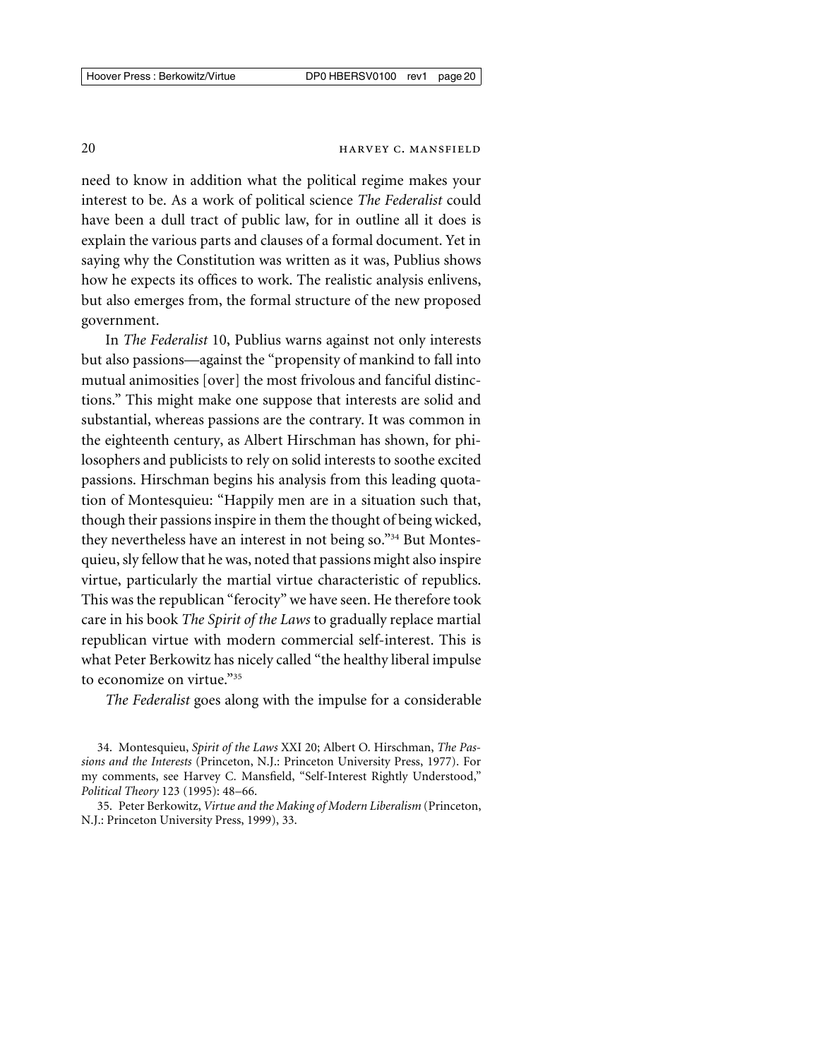need to know in addition what the political regime makes your interest to be. As a work of political science *The Federalist* could have been a dull tract of public law, for in outline all it does is explain the various parts and clauses of a formal document. Yet in saying why the Constitution was written as it was, Publius shows how he expects its offices to work. The realistic analysis enlivens, but also emerges from, the formal structure of the new proposed government.

In *The Federalist* 10, Publius warns against not only interests but also passions—against the "propensity of mankind to fall into mutual animosities [over] the most frivolous and fanciful distinctions." This might make one suppose that interests are solid and substantial, whereas passions are the contrary. It was common in the eighteenth century, as Albert Hirschman has shown, for philosophers and publicists to rely on solid interests to soothe excited passions. Hirschman begins his analysis from this leading quotation of Montesquieu: "Happily men are in a situation such that, though their passions inspire in them the thought of being wicked, they nevertheless have an interest in not being so."[34] But Montesquieu, sly fellow that he was, noted that passions might also inspire virtue, particularly the martial virtue characteristic of republics. This was the republican "ferocity" we have seen. He therefore took care in his book *The Spirit of the Laws* to gradually replace martial republican virtue with modern commercial self-interest. This is what Peter Berkowitz has nicely called "the healthy liberal impulse to economize on virtue."[35]

*The Federalist* goes along with the impulse for a considerable

34. Montesquieu, *Spirit of the Laws* XXI 20; Albert O. Hirschman, *The Passions and the Interests* (Princeton, N.J.: Princeton University Press, 1977). For my comments, see Harvey C. Mansfield, "Self-Interest Rightly Understood," *Political Theory* 123 (1995): 48–66.

35. Peter Berkowitz, *Virtue and the Making of Modern Liberalism* (Princeton, N.J.: Princeton University Press, 1999), 33.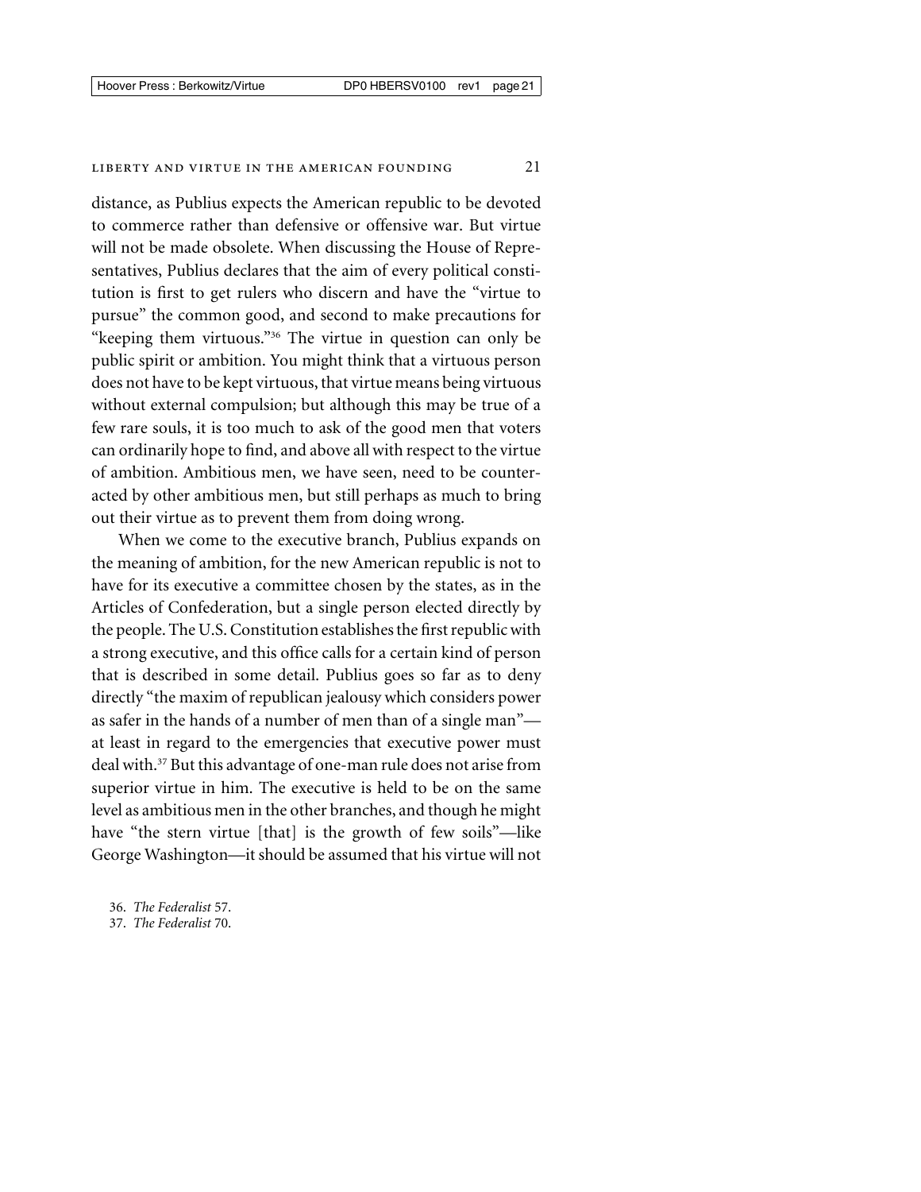distance, as Publius expects the American republic to be devoted to commerce rather than defensive or offensive war. But virtue will not be made obsolete. When discussing the House of Representatives, Publius declares that the aim of every political constitution is first to get rulers who discern and have the "virtue to pursue" the common good, and second to make precautions for "keeping them virtuous."[36] The virtue in question can only be public spirit or ambition. You might think that a virtuous person does not have to be kept virtuous, that virtue means being virtuous without external compulsion; but although this may be true of a few rare souls, it is too much to ask of the good men that voters can ordinarily hope to find, and above all with respect to the virtue of ambition. Ambitious men, we have seen, need to be counteracted by other ambitious men, but still perhaps as much to bring out their virtue as to prevent them from doing wrong.

When we come to the executive branch, Publius expands on the meaning of ambition, for the new American republic is not to have for its executive a committee chosen by the states, as in the Articles of Confederation, but a single person elected directly by the people. The U.S. Constitution establishes the first republic with a strong executive, and this office calls for a certain kind of person that is described in some detail. Publius goes so far as to deny directly "the maxim of republican jealousy which considers power as safer in the hands of a number of men than of a single man"—at least in regard to the emergencies that executive power must deal with.[37] But this advantage of one-man rule does not arise from superior virtue in him. The executive is held to be on the same level as ambitious men in the other branches, and though he might have "the stern virtue [that] is the growth of few soils"—like George Washington—it should be assumed that his virtue will not

36. *The Federalist* 57.
37. *The Federalist* 70.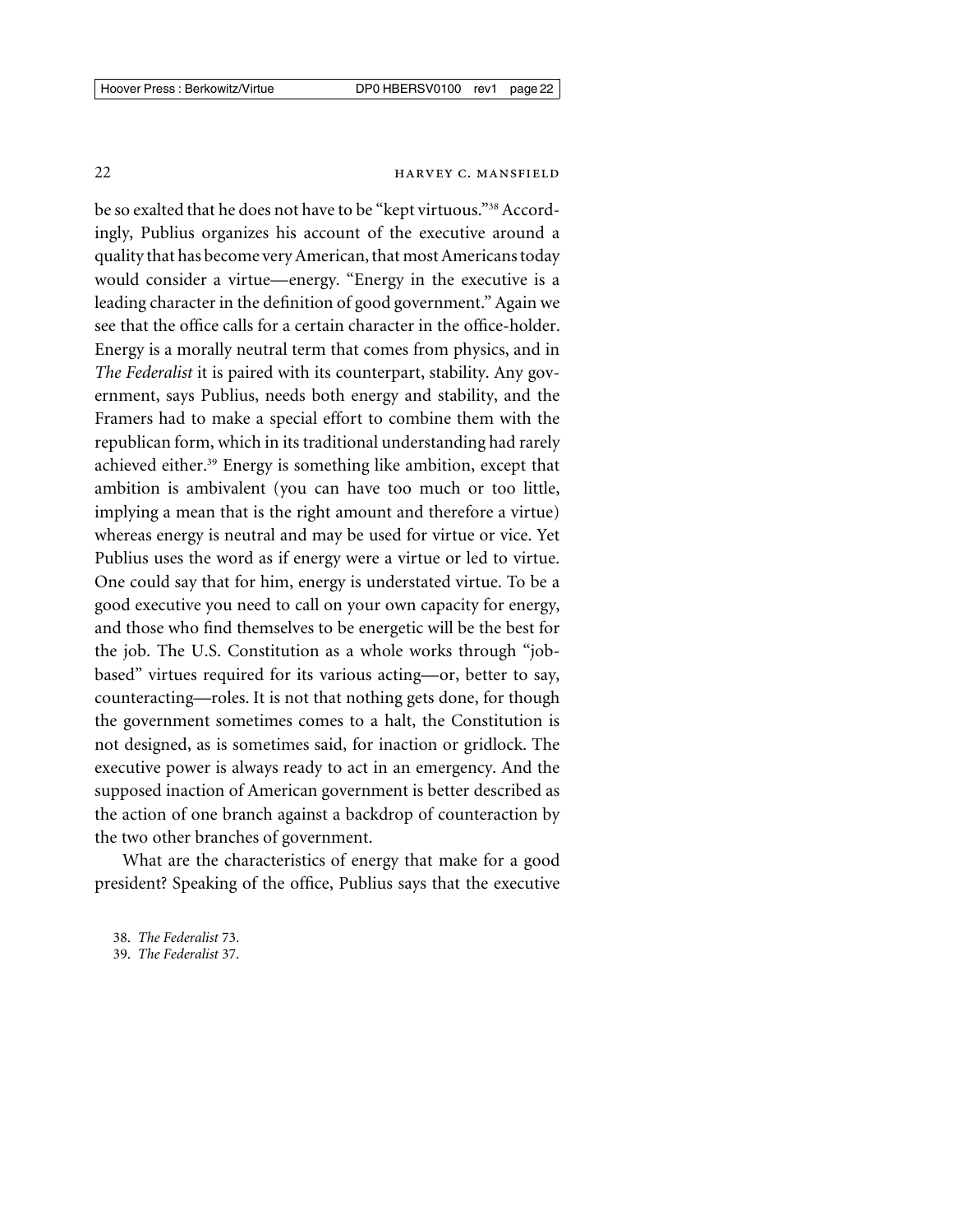be so exalted that he does not have to be "kept virtuous."[38] Accordingly, Publius organizes his account of the executive around a quality that has become very American, that most Americans today would consider a virtue—energy. "Energy in the executive is a leading character in the definition of good government." Again we see that the office calls for a certain character in the office-holder. Energy is a morally neutral term that comes from physics, and in *The Federalist* it is paired with its counterpart, stability. Any government, says Publius, needs both energy and stability, and the Framers had to make a special effort to combine them with the republican form, which in its traditional understanding had rarely achieved either.[39] Energy is something like ambition, except that ambition is ambivalent (you can have too much or too little, implying a mean that is the right amount and therefore a virtue) whereas energy is neutral and may be used for virtue or vice. Yet Publius uses the word as if energy were a virtue or led to virtue. One could say that for him, energy is understated virtue. To be a good executive you need to call on your own capacity for energy, and those who find themselves to be energetic will be the best for the job. The U.S. Constitution as a whole works through "job-based" virtues required for its various acting—or, better to say, counteracting—roles. It is not that nothing gets done, for though the government sometimes comes to a halt, the Constitution is not designed, as is sometimes said, for inaction or gridlock. The executive power is always ready to act in an emergency. And the supposed inaction of American government is better described as the action of one branch against a backdrop of counteraction by the two other branches of government.

What are the characteristics of energy that make for a good president? Speaking of the office, Publius says that the executive

38. *The Federalist* 73.
39. *The Federalist* 37.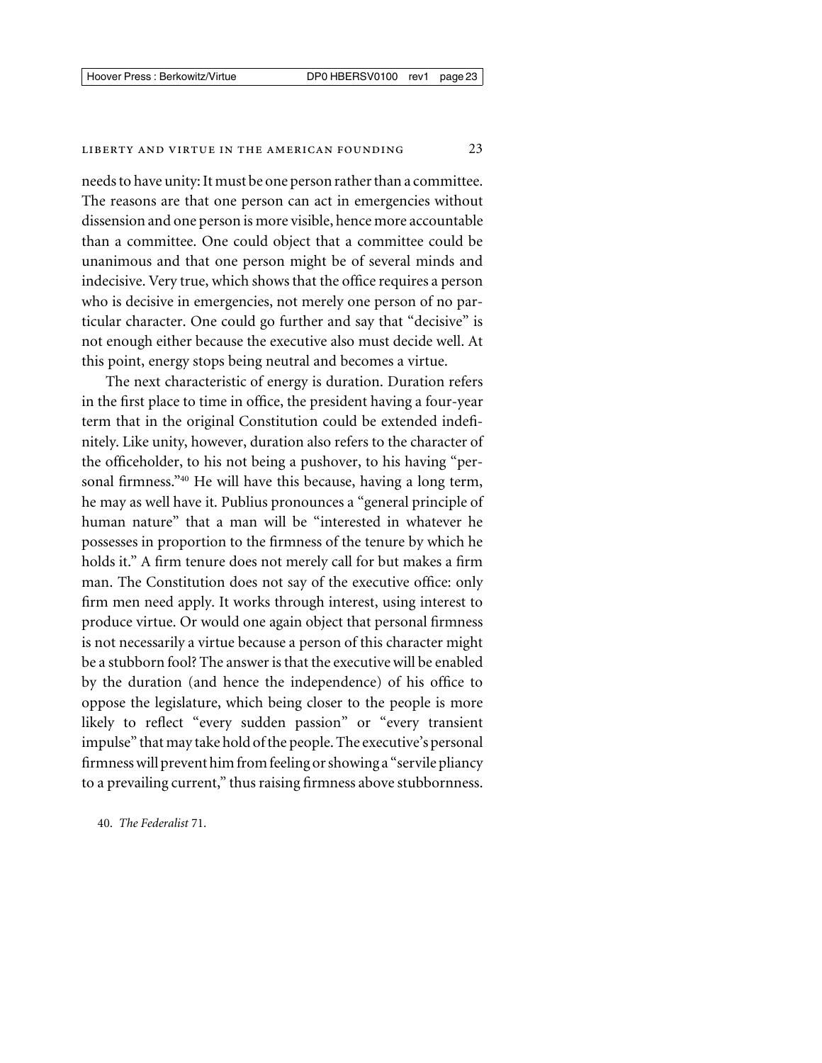needs to have unity: It must be one person rather than a committee. The reasons are that one person can act in emergencies without dissension and one person is more visible, hence more accountable than a committee. One could object that a committee could be unanimous and that one person might be of several minds and indecisive. Very true, which shows that the office requires a person who is decisive in emergencies, not merely one person of no particular character. One could go further and say that "decisive" is not enough either because the executive also must decide well. At this point, energy stops being neutral and becomes a virtue.

The next characteristic of energy is duration. Duration refers in the first place to time in office, the president having a four-year term that in the original Constitution could be extended indefinitely. Like unity, however, duration also refers to the character of the officeholder, to his not being a pushover, to his having "personal firmness."[40] He will have this because, having a long term, he may as well have it. Publius pronounces a "general principle of human nature" that a man will be "interested in whatever he possesses in proportion to the firmness of the tenure by which he holds it." A firm tenure does not merely call for but makes a firm man. The Constitution does not say of the executive office: only firm men need apply. It works through interest, using interest to produce virtue. Or would one again object that personal firmness is not necessarily a virtue because a person of this character might be a stubborn fool? The answer is that the executive will be enabled by the duration (and hence the independence) of his office to oppose the legislature, which being closer to the people is more likely to reflect "every sudden passion" or "every transient impulse" that may take hold of the people. The executive's personal firmness will prevent him from feeling or showing a "servile pliancy to a prevailing current," thus raising firmness above stubbornness.

40. *The Federalist* 71.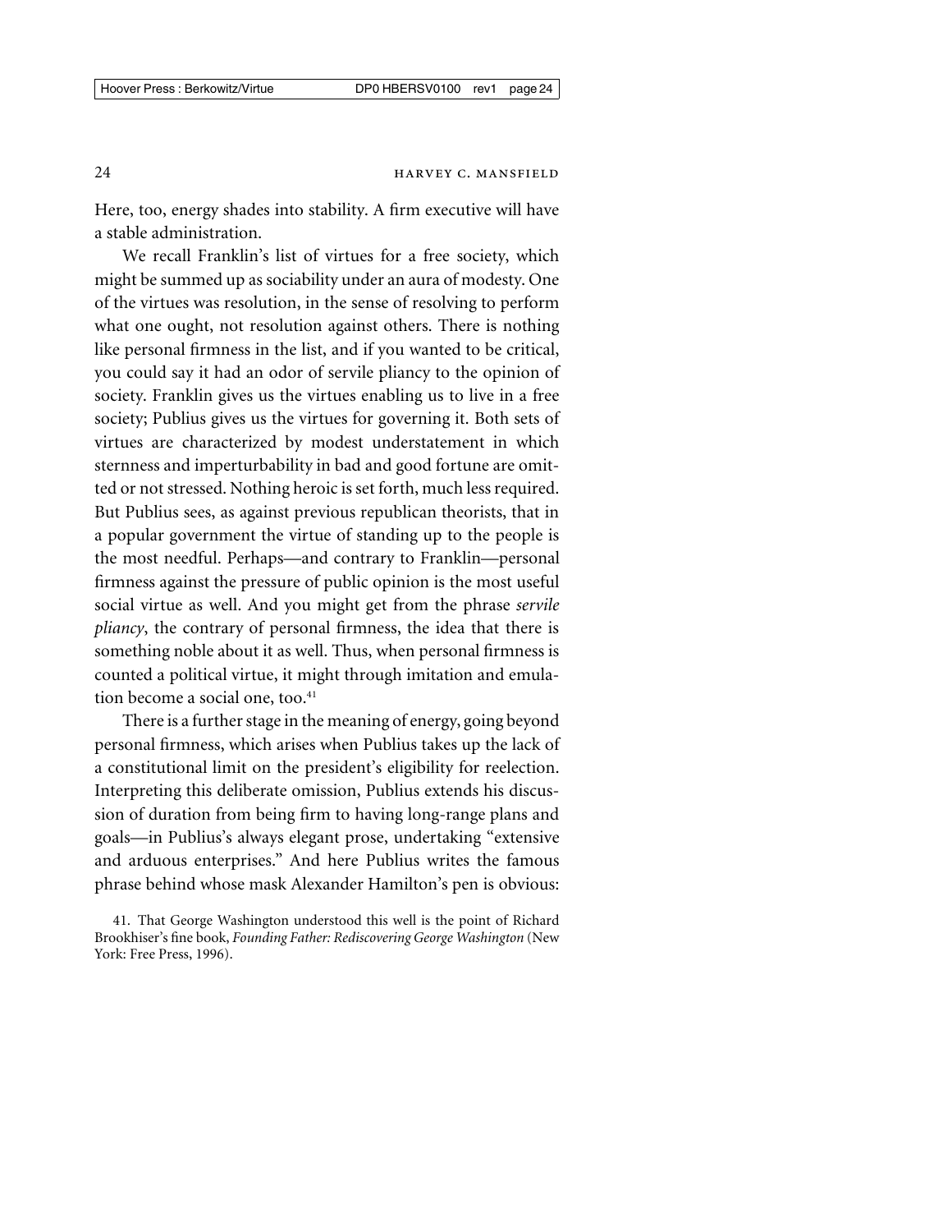Here, too, energy shades into stability. A firm executive will have a stable administration.

We recall Franklin's list of virtues for a free society, which might be summed up as sociability under an aura of modesty. One of the virtues was resolution, in the sense of resolving to perform what one ought, not resolution against others. There is nothing like personal firmness in the list, and if you wanted to be critical, you could say it had an odor of servile pliancy to the opinion of society. Franklin gives us the virtues enabling us to live in a free society; Publius gives us the virtues for governing it. Both sets of virtues are characterized by modest understatement in which sternness and imperturbability in bad and good fortune are omitted or not stressed. Nothing heroic is set forth, much less required. But Publius sees, as against previous republican theorists, that in a popular government the virtue of standing up to the people is the most needful. Perhaps—and contrary to Franklin—personal firmness against the pressure of public opinion is the most useful social virtue as well. And you might get from the phrase *servile pliancy*, the contrary of personal firmness, the idea that there is something noble about it as well. Thus, when personal firmness is counted a political virtue, it might through imitation and emulation become a social one, too.[41]

There is a further stage in the meaning of energy, going beyond personal firmness, which arises when Publius takes up the lack of a constitutional limit on the president's eligibility for reelection. Interpreting this deliberate omission, Publius extends his discussion of duration from being firm to having long-range plans and goals—in Publius's always elegant prose, undertaking "extensive and arduous enterprises." And here Publius writes the famous phrase behind whose mask Alexander Hamilton's pen is obvious:

41. That George Washington understood this well is the point of Richard Brookhiser's fine book, *Founding Father: Rediscovering George Washington* (New York: Free Press, 1996).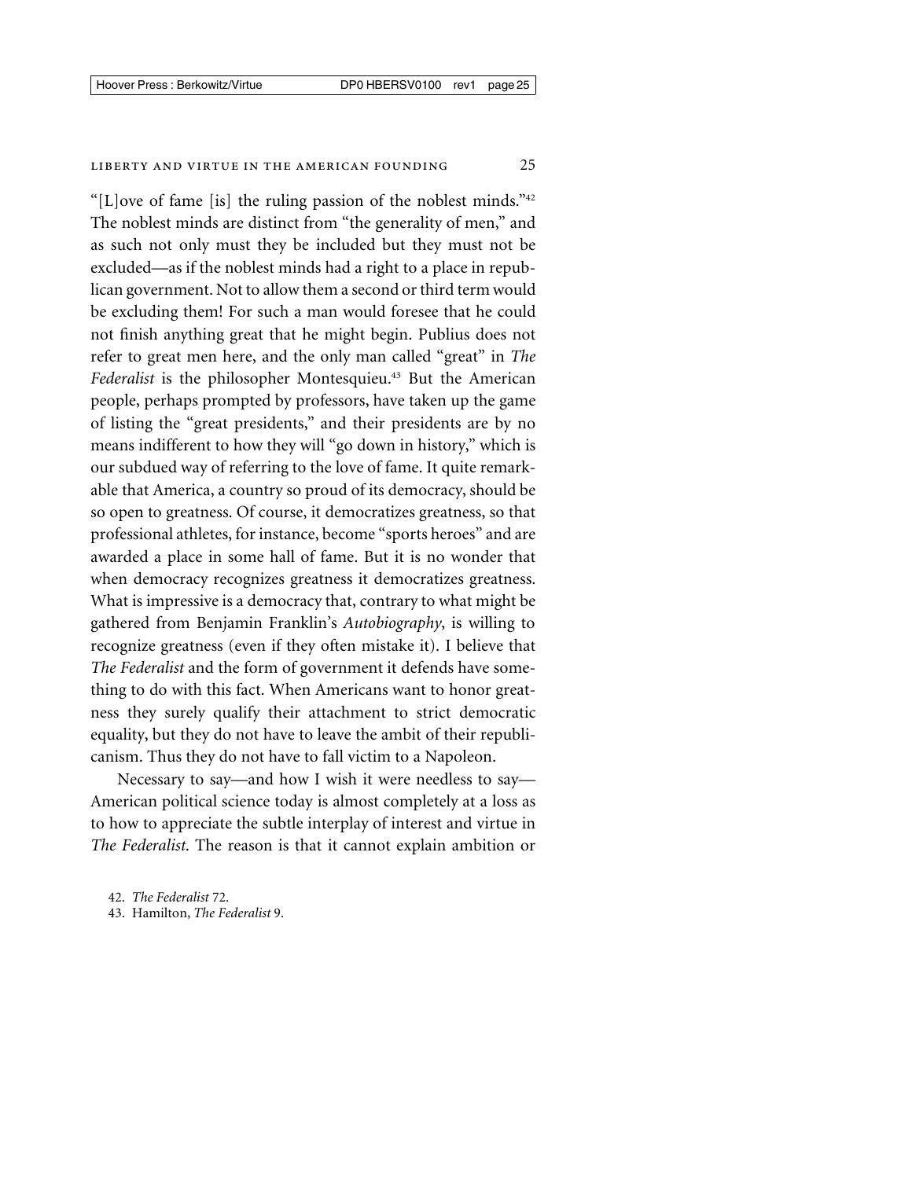"[L]ove of fame [is] the ruling passion of the noblest minds."[42] The noblest minds are distinct from "the generality of men," and as such not only must they be included but they must not be excluded—as if the noblest minds had a right to a place in republican government. Not to allow them a second or third term would be excluding them! For such a man would foresee that he could not finish anything great that he might begin. Publius does not refer to great men here, and the only man called "great" in *The Federalist* is the philosopher Montesquieu.[43] But the American people, perhaps prompted by professors, have taken up the game of listing the "great presidents," and their presidents are by no means indifferent to how they will "go down in history," which is our subdued way of referring to the love of fame. It quite remarkable that America, a country so proud of its democracy, should be so open to greatness. Of course, it democratizes greatness, so that professional athletes, for instance, become "sports heroes" and are awarded a place in some hall of fame. But it is no wonder that when democracy recognizes greatness it democratizes greatness. What is impressive is a democracy that, contrary to what might be gathered from Benjamin Franklin's *Autobiography*, is willing to recognize greatness (even if they often mistake it). I believe that *The Federalist* and the form of government it defends have something to do with this fact. When Americans want to honor greatness they surely qualify their attachment to strict democratic equality, but they do not have to leave the ambit of their republicanism. Thus they do not have to fall victim to a Napoleon.

Necessary to say—and how I wish it were needless to say—American political science today is almost completely at a loss as to how to appreciate the subtle interplay of interest and virtue in *The Federalist*. The reason is that it cannot explain ambition or

42. *The Federalist* 72.
43. Hamilton, *The Federalist* 9.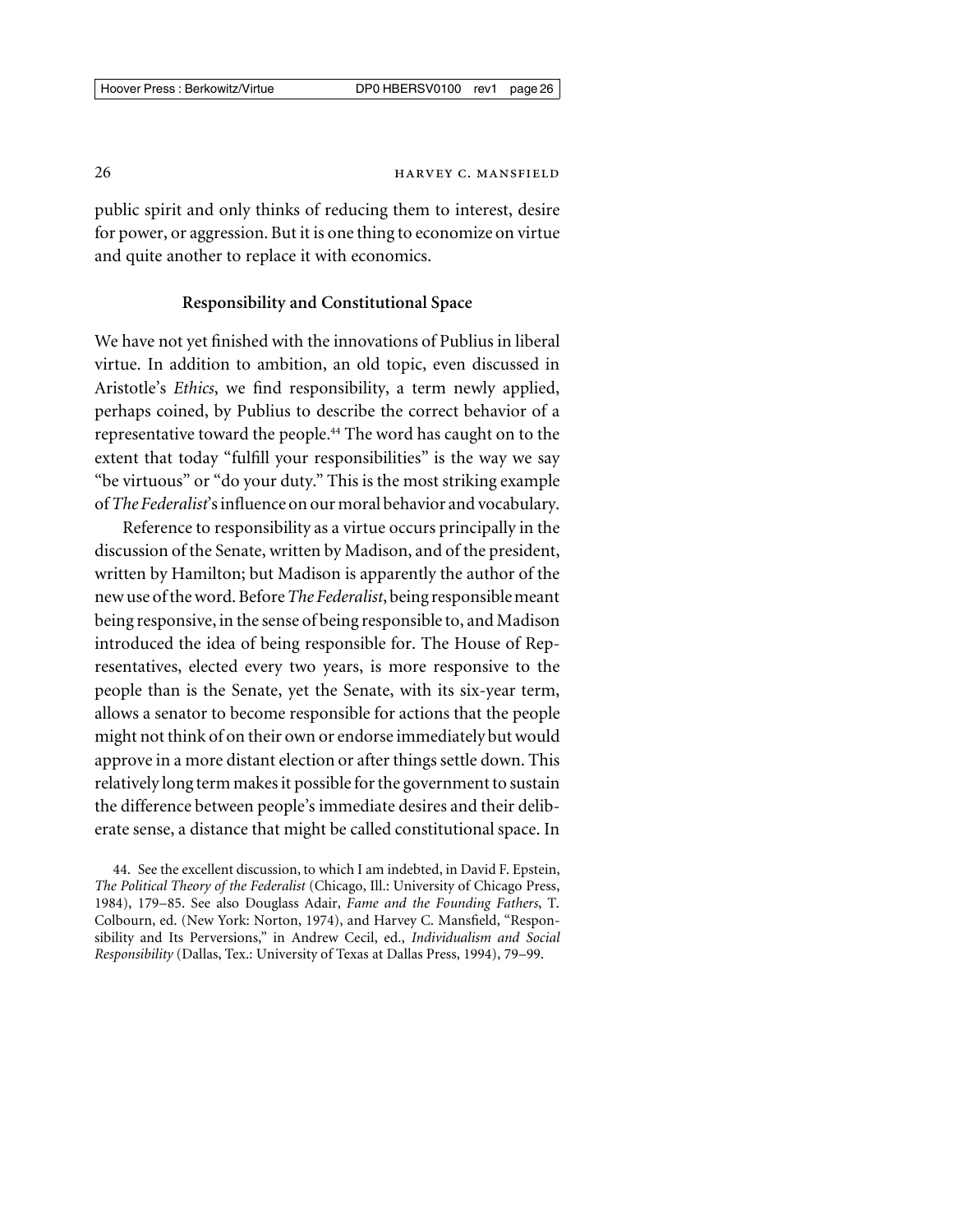public spirit and only thinks of reducing them to interest, desire for power, or aggression. But it is one thing to economize on virtue and quite another to replace it with economics.

### Responsibility and Constitutional Space

We have not yet finished with the innovations of Publius in liberal virtue. In addition to ambition, an old topic, even discussed in Aristotle's *Ethics*, we find responsibility, a term newly applied, perhaps coined, by Publius to describe the correct behavior of a representative toward the people.[44] The word has caught on to the extent that today "fulfill your responsibilities" is the way we say "be virtuous" or "do your duty." This is the most striking example of *The Federalist*'s influence on our moral behavior and vocabulary.

Reference to responsibility as a virtue occurs principally in the discussion of the Senate, written by Madison, and of the president, written by Hamilton; but Madison is apparently the author of the new use of the word. Before *The Federalist*, being responsible meant being responsive, in the sense of being responsible to, and Madison introduced the idea of being responsible for. The House of Representatives, elected every two years, is more responsive to the people than is the Senate, yet the Senate, with its six-year term, allows a senator to become responsible for actions that the people might not think of on their own or endorse immediately but would approve in a more distant election or after things settle down. This relatively long term makes it possible for the government to sustain the difference between people's immediate desires and their deliberate sense, a distance that might be called constitutional space. In

44. See the excellent discussion, to which I am indebted, in David F. Epstein, *The Political Theory of the Federalist* (Chicago, Ill.: University of Chicago Press, 1984), 179–85. See also Douglass Adair, *Fame and the Founding Fathers*, T. Colbourn, ed. (New York: Norton, 1974), and Harvey C. Mansfield, "Responsibility and Its Perversions," in Andrew Cecil, ed., *Individualism and Social Responsibility* (Dallas, Tex.: University of Texas at Dallas Press, 1994), 79–99.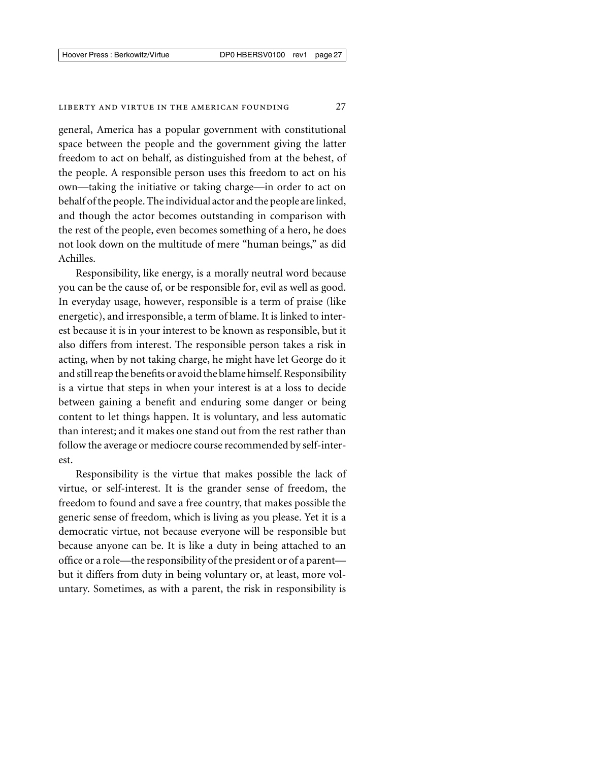general, America has a popular government with constitutional space between the people and the government giving the latter freedom to act on behalf, as distinguished from at the behest, of the people. A responsible person uses this freedom to act on his own—taking the initiative or taking charge—in order to act on behalf of the people. The individual actor and the people are linked, and though the actor becomes outstanding in comparison with the rest of the people, even becomes something of a hero, he does not look down on the multitude of mere "human beings," as did Achilles.

Responsibility, like energy, is a morally neutral word because you can be the cause of, or be responsible for, evil as well as good. In everyday usage, however, responsible is a term of praise (like energetic), and irresponsible, a term of blame. It is linked to interest because it is in your interest to be known as responsible, but it also differs from interest. The responsible person takes a risk in acting, when by not taking charge, he might have let George do it and still reap the benefits or avoid the blame himself. Responsibility is a virtue that steps in when your interest is at a loss to decide between gaining a benefit and enduring some danger or being content to let things happen. It is voluntary, and less automatic than interest; and it makes one stand out from the rest rather than follow the average or mediocre course recommended by self-interest.

Responsibility is the virtue that makes possible the lack of virtue, or self-interest. It is the grander sense of freedom, the freedom to found and save a free country, that makes possible the generic sense of freedom, which is living as you please. Yet it is a democratic virtue, not because everyone will be responsible but because anyone can be. It is like a duty in being attached to an office or a role—the responsibility of the president or of a parent—but it differs from duty in being voluntary or, at least, more voluntary. Sometimes, as with a parent, the risk in responsibility is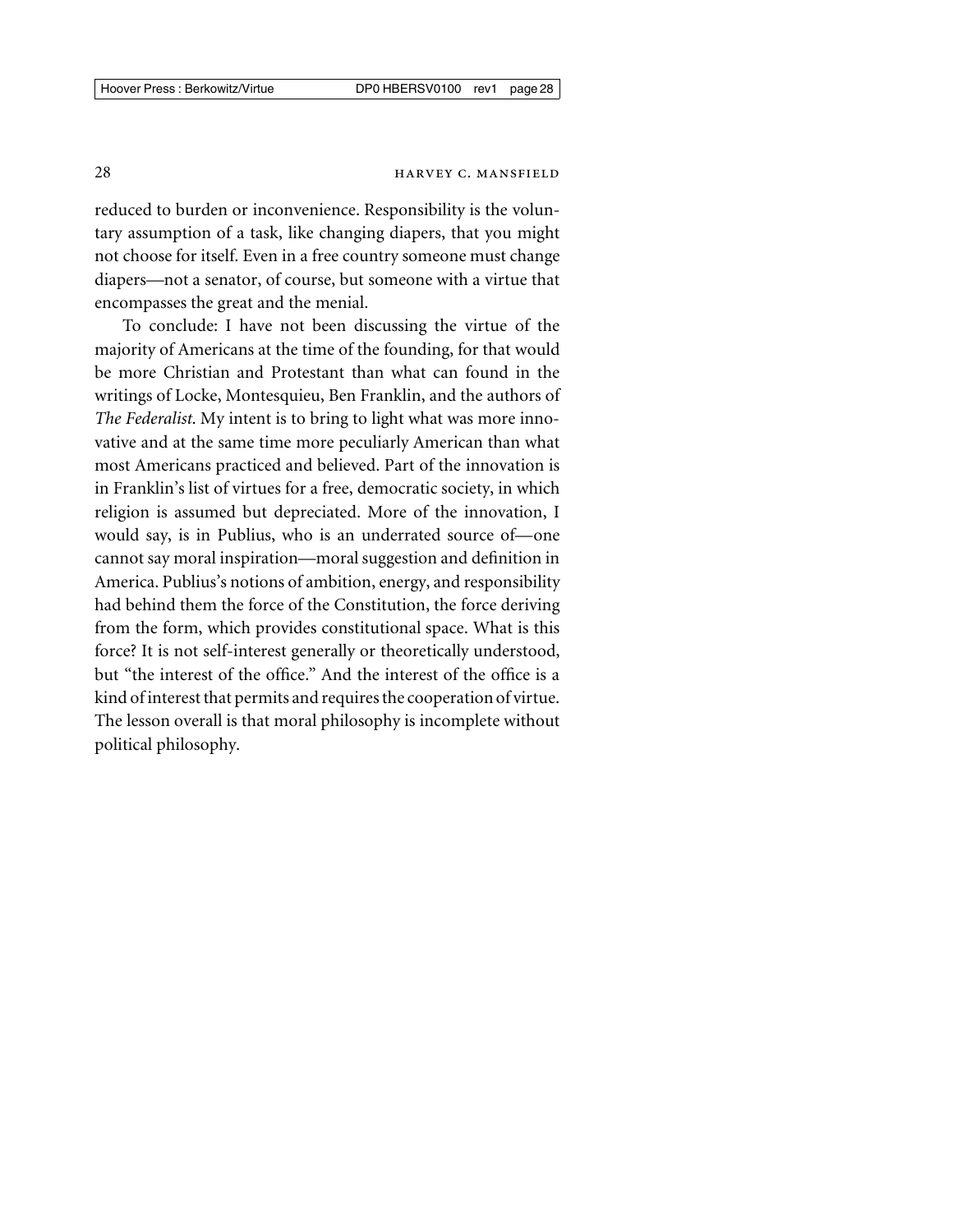reduced to burden or inconvenience. Responsibility is the voluntary assumption of a task, like changing diapers, that you might not choose for itself. Even in a free country someone must change diapers—not a senator, of course, but someone with a virtue that encompasses the great and the menial.

To conclude: I have not been discussing the virtue of the majority of Americans at the time of the founding, for that would be more Christian and Protestant than what can found in the writings of Locke, Montesquieu, Ben Franklin, and the authors of *The Federalist*. My intent is to bring to light what was more innovative and at the same time more peculiarly American than what most Americans practiced and believed. Part of the innovation is in Franklin's list of virtues for a free, democratic society, in which religion is assumed but depreciated. More of the innovation, I would say, is in Publius, who is an underrated source of—one cannot say moral inspiration—moral suggestion and definition in America. Publius's notions of ambition, energy, and responsibility had behind them the force of the Constitution, the force deriving from the form, which provides constitutional space. What is this force? It is not self-interest generally or theoretically understood, but "the interest of the office." And the interest of the office is a kind of interest that permits and requires the cooperation of virtue. The lesson overall is that moral philosophy is incomplete without political philosophy.